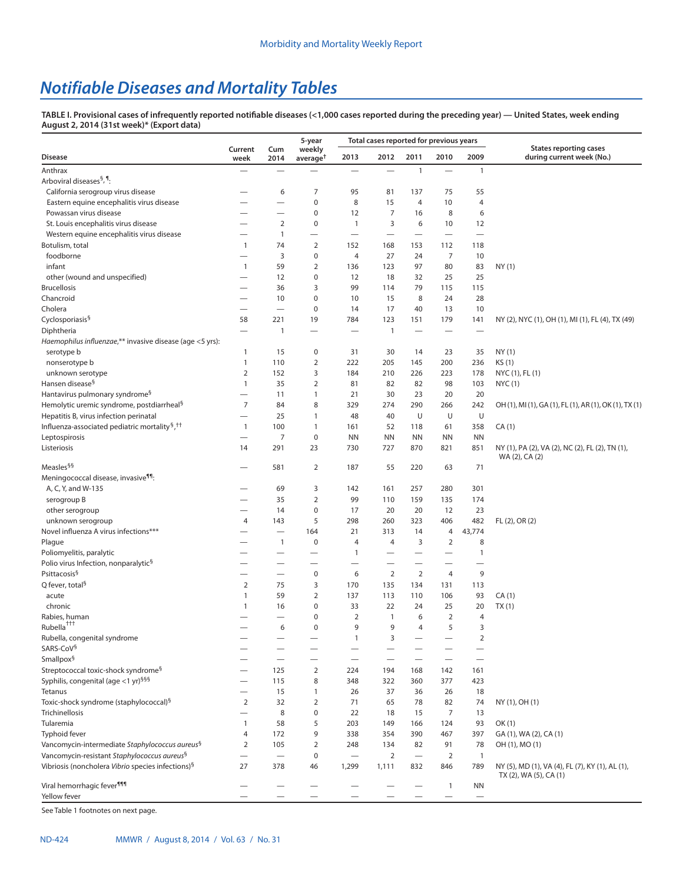# Notifiable Diseases and Mortality Tables

**TABLE I. Provisional cases of infrequently reported notifiable diseases (<1,000 cases reported during the preceding year) — United States, week ending August 2, 2014 (31st week)* (Export data)**

| Disease | Current week | Cum 2014 | 5-year weekly average† | Total cases reported for previous years | | | | | States reporting cases during current week (No.) |
|---|---|---|---|---|---|---|---|---|---|
| | | | | 2013 | 2012 | 2011 | 2010 | 2009 | |
| Anthrax | — | — | — | — | — | 1 | — | 1 | |
| Arboviral diseases§,¶: | | | | | | | | | |
| California serogroup virus disease | — | 6 | 7 | 95 | 81 | 137 | 75 | 55 | |
| Eastern equine encephalitis virus disease | — | — | 0 | 8 | 15 | 4 | 10 | 4 | |
| Powassan virus disease | — | — | 0 | 12 | 7 | 16 | 8 | 6 | |
| St. Louis encephalitis virus disease | — | 2 | 0 | 1 | 3 | 6 | 10 | 12 | |
| Western equine encephalitis virus disease | — | 1 | — | — | — | — | — | — | |
| Botulism, total | 1 | 74 | 2 | 152 | 168 | 153 | 112 | 118 | |
| foodborne | — | 3 | 0 | 4 | 27 | 24 | 7 | 10 | |
| infant | 1 | 59 | 2 | 136 | 123 | 97 | 80 | 83 | NY (1) |
| other (wound and unspecified) | — | 12 | 0 | 12 | 18 | 32 | 25 | 25 | |
| Brucellosis | — | 36 | 3 | 99 | 114 | 79 | 115 | 115 | |
| Chancroid | — | 10 | 0 | 10 | 15 | 8 | 24 | 28 | |
| Cholera | — | — | 0 | 14 | 17 | 40 | 13 | 10 | |
| Cyclosporiasis§ | 58 | 221 | 19 | 784 | 123 | 151 | 179 | 141 | NY (2), NYC (1), OH (1), MI (1), FL (4), TX (49) |
| Diphtheria | — | 1 | — | — | 1 | — | — | — | |
| *Haemophilus influenzae*,** invasive disease (age <5 yrs): | | | | | | | | | |
| serotype b | 1 | 15 | 0 | 31 | 30 | 14 | 23 | 35 | NY (1) |
| nonserotype b | 1 | 110 | 2 | 222 | 205 | 145 | 200 | 236 | KS (1) |
| unknown serotype | 2 | 152 | 3 | 184 | 210 | 226 | 223 | 178 | NYC (1), FL (1) |
| Hansen disease§ | 1 | 35 | 2 | 81 | 82 | 82 | 98 | 103 | NYC (1) |
| Hantavirus pulmonary syndrome§ | — | 11 | 1 | 21 | 30 | 23 | 20 | 20 | |
| Hemolytic uremic syndrome, postdiarrheal§ | 7 | 84 | 8 | 329 | 274 | 290 | 266 | 242 | OH (1), MI (1), GA (1), FL (1), AR (1), OK (1), TX (1) |
| Hepatitis B, virus infection perinatal | — | 25 | 1 | 48 | 40 | U | U | U | |
| Influenza-associated pediatric mortality§,†† | 1 | 100 | 1 | 161 | 52 | 118 | 61 | 358 | CA (1) |
| Leptospirosis | — | 7 | 0 | NN | NN | NN | NN | NN | |
| Listeriosis | 14 | 291 | 23 | 730 | 727 | 870 | 821 | 851 | NY (1), PA (2), VA (2), NC (2), FL (2), TN (1), WA (2), CA (2) |
| Measles§§ | — | 581 | 2 | 187 | 55 | 220 | 63 | 71 | |
| Meningococcal disease, invasive¶¶: | | | | | | | | | |
| A, C, Y, and W-135 | — | 69 | 3 | 142 | 161 | 257 | 280 | 301 | |
| serogroup B | — | 35 | 2 | 99 | 110 | 159 | 135 | 174 | |
| other serogroup | — | 14 | 0 | 17 | 20 | 20 | 12 | 23 | |
| unknown serogroup | 4 | 143 | 5 | 298 | 260 | 323 | 406 | 482 | FL (2), OR (2) |
| Novel influenza A virus infections*** | — | — | 164 | 21 | 313 | 14 | 4 | 43,774 | |
| Plague | — | 1 | 0 | 4 | 4 | 3 | 2 | 8 | |
| Poliomyelitis, paralytic | — | — | — | 1 | — | — | — | 1 | |
| Polio virus Infection, nonparalytic§ | — | — | — | — | — | — | — | — | |
| Psittacosis§ | — | — | 0 | 6 | 2 | 2 | 4 | 9 | |
| Q fever, total§ | 2 | 75 | 3 | 170 | 135 | 134 | 131 | 113 | |
| acute | 1 | 59 | 2 | 137 | 113 | 110 | 106 | 93 | CA (1) |
| chronic | 1 | 16 | 0 | 33 | 22 | 24 | 25 | 20 | TX (1) |
| Rabies, human | — | — | 0 | 2 | 1 | 6 | 2 | 4 | |
| Rubella††† | — | 6 | 0 | 9 | 9 | 4 | 5 | 3 | |
| Rubella, congenital syndrome | — | — | — | 1 | 3 | — | — | 2 | |
| SARS-CoV§ | — | — | — | — | — | — | — | — | |
| Smallpox§ | — | — | — | — | — | — | — | — | |
| Streptococcal toxic-shock syndrome§ | — | 125 | 2 | 224 | 194 | 168 | 142 | 161 | |
| Syphilis, congenital (age <1 yr)§§§ | — | 115 | 8 | 348 | 322 | 360 | 377 | 423 | |
| Tetanus | — | 15 | 1 | 26 | 37 | 36 | 26 | 18 | |
| Toxic-shock syndrome (staphylococcal)§ | 2 | 32 | 2 | 71 | 65 | 78 | 82 | 74 | NY (1), OH (1) |
| Trichinellosis | — | 8 | 0 | 22 | 18 | 15 | 7 | 13 | |
| Tularemia | 1 | 58 | 5 | 203 | 149 | 166 | 124 | 93 | OK (1) |
| Typhoid fever | 4 | 172 | 9 | 338 | 354 | 390 | 467 | 397 | GA (1), WA (2), CA (1) |
| Vancomycin-intermediate *Staphylococcus aureus*§ | 2 | 105 | 2 | 248 | 134 | 82 | 91 | 78 | OH (1), MO (1) |
| Vancomycin-resistant *Staphylococcus aureus*§ | — | — | 0 | — | 2 | — | 2 | 1 | |
| Vibriosis (noncholera *Vibrio* species infections)§ | 27 | 378 | 46 | 1,299 | 1,111 | 832 | 846 | 789 | NY (5), MD (1), VA (4), FL (7), KY (1), AL (1), TX (2), WA (5), CA (1) |
| Viral hemorrhagic fever¶¶¶ | — | — | — | — | — | — | 1 | NN | |
| Yellow fever | — | — | — | — | — | — | — | — | |

See Table 1 footnotes on next page.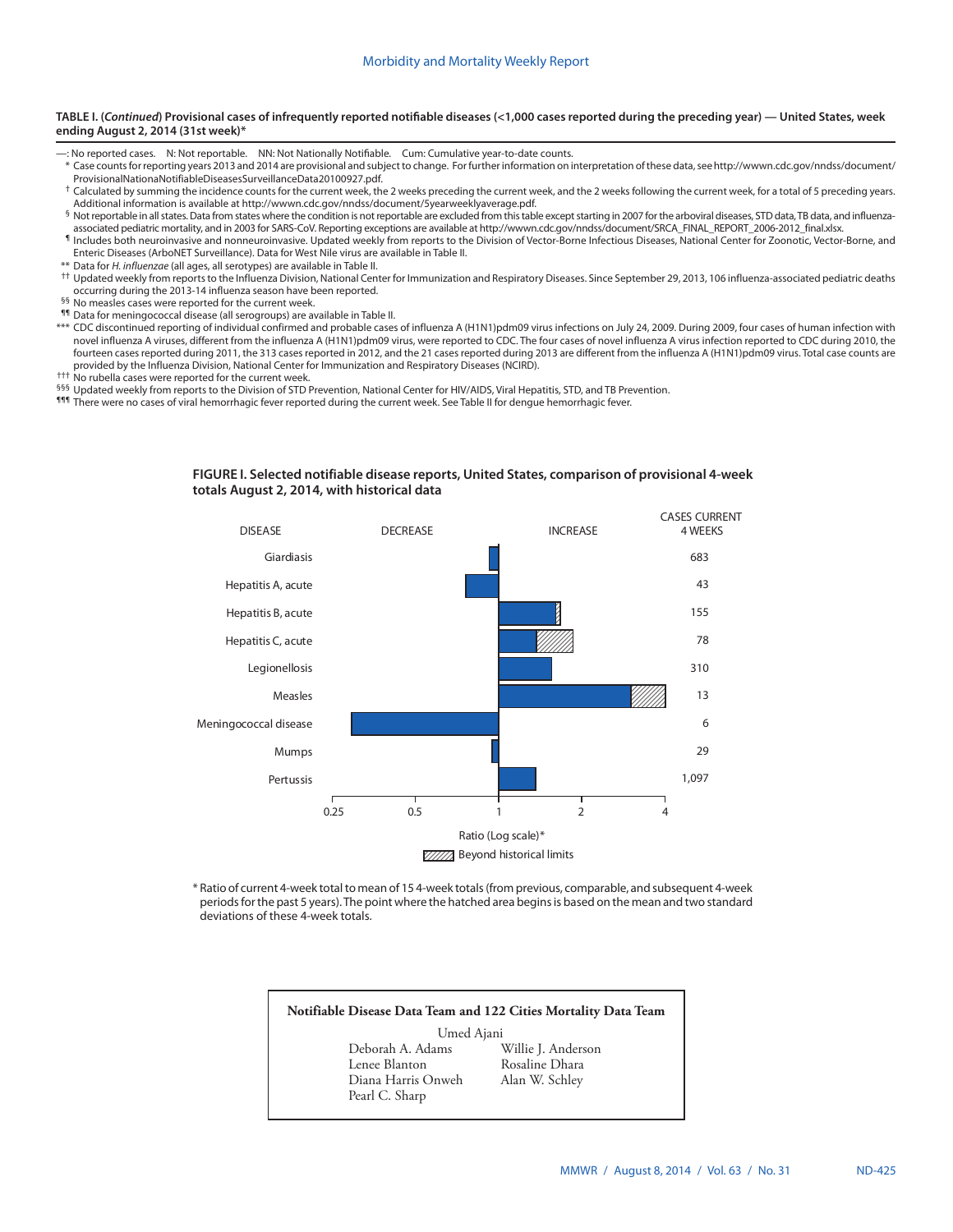**TABLE I. (*Continued*) Provisional cases of infrequently reported notifiable diseases (<1,000 cases reported during the preceding year) — United States, week ending August 2, 2014 (31st week)***

—: No reported cases. N: Not reportable. NN: Not Nationally Notifiable. Cum: Cumulative year-to-date counts.

\* Case counts for reporting years 2013 and 2014 are provisional and subject to change. For further information on interpretation of these data, see http://wwwn.cdc.gov/nndss/document/ProvisionalNationaNotifiableDiseasesSurveillanceData20100927.pdf.

† Calculated by summing the incidence counts for the current week, the 2 weeks preceding the current week, and the 2 weeks following the current week, for a total of 5 preceding years. Additional information is available at http://wwwn.cdc.gov/nndss/document/5yearweeklyaverage.pdf.

§ Not reportable in all states. Data from states where the condition is not reportable are excluded from this table except starting in 2007 for the arboviral diseases, STD data, TB data, and influenza-associated pediatric mortality, and in 2003 for SARS-CoV. Reporting exceptions are available at http://wwwn.cdc.gov/nndss/document/SRCA_FINAL_REPORT_2006-2012_final.xlsx.

¶ Includes both neuroinvasive and nonneuroinvasive. Updated weekly from reports to the Division of Vector-Borne Infectious Diseases, National Center for Zoonotic, Vector-Borne, and Enteric Diseases (ArboNET Surveillance). Data for West Nile virus are available in Table II.

\*\* Data for *H. influenzae* (all ages, all serotypes) are available in Table II.

†† Updated weekly from reports to the Influenza Division, National Center for Immunization and Respiratory Diseases. Since September 29, 2013, 106 influenza-associated pediatric deaths occurring during the 2013-14 influenza season have been reported.

§§ No measles cases were reported for the current week.

¶¶ Data for meningococcal disease (all serogroups) are available in Table II.

\*\*\* CDC discontinued reporting of individual confirmed and probable cases of influenza A (H1N1)pdm09 virus infections on July 24, 2009. During 2009, four cases of human infection with novel influenza A viruses, different from the influenza A (H1N1)pdm09 virus, were reported to CDC. The four cases of novel influenza A virus infection reported to CDC during 2010, the fourteen cases reported during 2011, the 313 cases reported in 2012, and the 21 cases reported during 2013 are different from the influenza A (H1N1)pdm09 virus. Total case counts are provided by the Influenza Division, National Center for Immunization and Respiratory Diseases (NCIRD).

††† No rubella cases were reported for the current week.

§§§ Updated weekly from reports to the Division of STD Prevention, National Center for HIV/AIDS, Viral Hepatitis, STD, and TB Prevention.

¶¶¶ There were no cases of viral hemorrhagic fever reported during the current week. See Table II for dengue hemorrhagic fever.

**FIGURE I. Selected notifiable disease reports, United States, comparison of provisional 4-week totals August 2, 2014, with historical data**

DISEASE
DECREASE
INCREASE
CASES CURRENT 4 WEEKS

Giardiasis 683
Hepatitis A, acute 43
Hepatitis B, acute 155
Hepatitis C, acute 78
Legionellosis 310
Measles 13
Meningococcal disease 6
Mumps 29
Pertussis 1,097

0.25 0.5 1 2 4

Ratio (Log scale)*

Beyond historical limits

\* Ratio of current 4-week total to mean of 15 4-week totals (from previous, comparable, and subsequent 4-week periods for the past 5 years). The point where the hatched area begins is based on the mean and two standard deviations of these 4-week totals.

**Notifiable Disease Data Team and 122 Cities Mortality Data Team**

Umed Ajani

Deborah A. Adams
Willie J. Anderson
Lenee Blanton
Rosaline Dhara
Diana Harris Onweh
Alan W. Schley
Pearl C. Sharp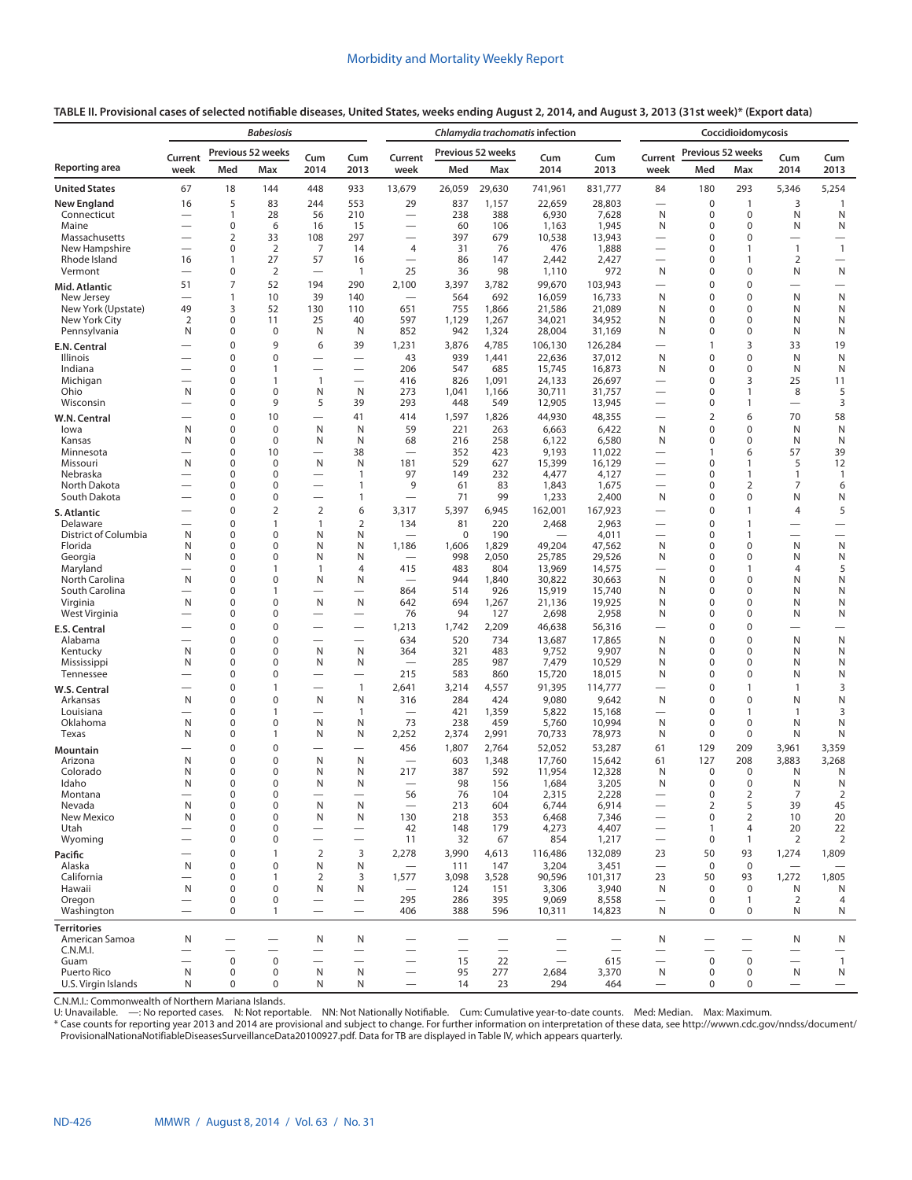**TABLE II. Provisional cases of selected notifiable diseases, United States, weeks ending August 2, 2014, and August 3, 2013 (31st week)* (Export data)**

| Reporting area | *Babesiosis* | | | | | *Chlamydia trachomatis* infection | | | | | Coccidioidomycosis | | | | |
|---|---|---|---|---|---|---|---|---|---|---|---|---|---|---|---|
| | Current week | Previous 52 weeks Med | Previous 52 weeks Max | Cum 2014 | Cum 2013 | Current week | Previous 52 weeks Med | Previous 52 weeks Max | Cum 2014 | Cum 2013 | Current week | Previous 52 weeks Med | Previous 52 weeks Max | Cum 2014 | Cum 2013 |
| **United States** | 67 | 18 | 144 | 448 | 933 | 13,679 | 26,059 | 29,630 | 741,961 | 831,777 | 84 | 180 | 293 | 5,346 | 5,254 |
| **New England** | 16 | 5 | 83 | 244 | 553 | 29 | 837 | 1,157 | 22,659 | 28,803 | — | 0 | 1 | 3 | 1 |
| Connecticut | — | 1 | 28 | 56 | 210 | — | 238 | 388 | 6,930 | 7,628 | N | 0 | 0 | N | N |
| Maine | — | 0 | 6 | 16 | 15 | — | 60 | 106 | 1,163 | 1,945 | N | 0 | 0 | N | N |
| Massachusetts | — | 2 | 33 | 108 | 297 | — | 397 | 679 | 10,538 | 13,943 | — | 0 | 0 | — | — |
| New Hampshire | — | 0 | 2 | 7 | 14 | 4 | 31 | 76 | 476 | 1,888 | — | 0 | 1 | 1 | 1 |
| Rhode Island | 16 | 1 | 27 | 57 | 16 | — | 86 | 147 | 2,442 | 2,427 | — | 0 | 1 | 2 | — |
| Vermont | — | 0 | 2 | — | 1 | 25 | 36 | 98 | 1,110 | 972 | N | 0 | 0 | N | N |
| **Mid. Atlantic** | 51 | 7 | 52 | 194 | 290 | 2,100 | 3,397 | 3,782 | 99,670 | 103,943 | — | 0 | 0 | — | — |
| New Jersey | — | 1 | 10 | 39 | 140 | — | 564 | 692 | 16,059 | 16,733 | N | 0 | 0 | N | N |
| New York (Upstate) | 49 | 3 | 52 | 130 | 110 | 651 | 755 | 1,866 | 21,586 | 21,089 | N | 0 | 0 | N | N |
| New York City | 2 | 0 | 11 | 25 | 40 | 597 | 1,129 | 1,267 | 34,021 | 34,952 | N | 0 | 0 | N | N |
| Pennsylvania | N | 0 | 0 | N | N | 852 | 942 | 1,324 | 28,004 | 31,169 | N | 0 | 0 | N | N |
| **E.N. Central** | — | 0 | 9 | 6 | 39 | 1,231 | 3,876 | 4,785 | 106,130 | 126,284 | — | 1 | 3 | 33 | 19 |
| Illinois | — | 0 | 0 | — | — | 43 | 939 | 1,441 | 22,636 | 37,012 | N | 0 | 0 | N | N |
| Indiana | — | 0 | 1 | — | — | 206 | 547 | 685 | 15,745 | 16,873 | N | 0 | 0 | N | N |
| Michigan | — | 0 | 1 | 1 | — | 416 | 826 | 1,091 | 24,133 | 26,697 | — | 0 | 3 | 25 | 11 |
| Ohio | N | 0 | 0 | N | N | 273 | 1,041 | 1,166 | 30,711 | 31,757 | — | 0 | 1 | 8 | 5 |
| Wisconsin | — | 0 | 9 | 5 | 39 | 293 | 448 | 549 | 12,905 | 13,945 | — | 0 | 1 | — | 3 |
| **W.N. Central** | — | 0 | 10 | — | 41 | 414 | 1,597 | 1,826 | 44,930 | 48,355 | — | 2 | 6 | 70 | 58 |
| Iowa | N | 0 | 0 | N | N | 59 | 221 | 263 | 6,663 | 6,422 | N | 0 | 0 | N | N |
| Kansas | N | 0 | 0 | N | N | 68 | 216 | 258 | 6,122 | 6,580 | N | 0 | 0 | N | N |
| Minnesota | — | 0 | 10 | — | 38 | — | 352 | 423 | 9,193 | 11,022 | — | 1 | 6 | 57 | 39 |
| Missouri | N | 0 | 0 | N | N | 181 | 529 | 627 | 15,399 | 16,129 | — | 0 | 1 | 5 | 12 |
| Nebraska | — | 0 | 0 | — | 1 | 97 | 149 | 232 | 4,477 | 4,127 | — | 0 | 1 | 1 | 1 |
| North Dakota | — | 0 | 0 | — | 1 | 9 | 61 | 83 | 1,843 | 1,675 | — | 0 | 2 | 7 | 6 |
| South Dakota | — | 0 | 0 | — | 1 | — | 71 | 99 | 1,233 | 2,400 | N | 0 | 0 | N | N |
| **S. Atlantic** | — | 0 | 2 | 2 | 6 | 3,317 | 5,397 | 6,945 | 162,001 | 167,923 | — | 0 | 1 | 4 | 5 |
| Delaware | — | 0 | 1 | 1 | 2 | 134 | 81 | 220 | 2,468 | 2,963 | — | 0 | 1 | — | — |
| District of Columbia | N | 0 | 0 | N | N | — | 0 | 190 | — | 4,011 | — | 0 | 1 | — | — |
| Florida | N | 0 | 0 | N | N | 1,186 | 1,606 | 1,829 | 49,204 | 47,562 | N | 0 | 0 | N | N |
| Georgia | N | 0 | 0 | N | N | — | 998 | 2,050 | 25,785 | 29,526 | N | 0 | 0 | N | N |
| Maryland | — | 0 | 1 | 1 | 4 | 415 | 483 | 804 | 13,969 | 14,575 | — | 0 | 1 | 4 | 5 |
| North Carolina | N | 0 | 0 | N | N | — | 944 | 1,840 | 30,822 | 30,663 | N | 0 | 0 | N | N |
| South Carolina | — | 0 | 1 | — | — | 864 | 514 | 926 | 15,919 | 15,740 | N | 0 | 0 | N | N |
| Virginia | N | 0 | 0 | N | N | 642 | 694 | 1,267 | 21,136 | 19,925 | N | 0 | 0 | N | N |
| West Virginia | — | 0 | 0 | — | — | 76 | 94 | 127 | 2,698 | 2,958 | N | 0 | 0 | N | N |
| **E.S. Central** | — | 0 | 0 | — | — | 1,213 | 1,742 | 2,209 | 46,638 | 56,316 | — | 0 | 0 | — | — |
| Alabama | — | 0 | 0 | — | — | 634 | 520 | 734 | 13,687 | 17,865 | N | 0 | 0 | N | N |
| Kentucky | N | 0 | 0 | N | N | 364 | 321 | 483 | 9,752 | 9,907 | N | 0 | 0 | N | N |
| Mississippi | N | 0 | 0 | N | N | — | 285 | 987 | 7,479 | 10,529 | N | 0 | 0 | N | N |
| Tennessee | — | 0 | 0 | — | — | 215 | 583 | 860 | 15,720 | 18,015 | N | 0 | 0 | N | N |
| **W.S. Central** | — | 0 | 1 | — | 1 | 2,641 | 3,214 | 4,557 | 91,395 | 114,777 | — | 0 | 1 | 1 | 3 |
| Arkansas | N | 0 | 0 | N | N | 316 | 284 | 424 | 9,080 | 9,642 | N | 0 | 0 | N | N |
| Louisiana | — | 0 | 1 | — | 1 | — | 421 | 1,359 | 5,822 | 15,168 | — | 0 | 1 | 1 | 3 |
| Oklahoma | N | 0 | 0 | N | N | 73 | 238 | 459 | 5,760 | 10,994 | N | 0 | 0 | N | N |
| Texas | N | 0 | 1 | N | N | 2,252 | 2,374 | 2,991 | 70,733 | 78,973 | N | 0 | 0 | N | N |
| **Mountain** | — | 0 | 0 | — | — | 456 | 1,807 | 2,764 | 52,052 | 53,287 | 61 | 129 | 209 | 3,961 | 3,359 |
| Arizona | N | 0 | 0 | N | N | — | 603 | 1,348 | 17,760 | 15,642 | 61 | 127 | 208 | 3,883 | 3,268 |
| Colorado | N | 0 | 0 | N | N | 217 | 387 | 592 | 11,954 | 12,328 | N | 0 | 0 | N | N |
| Idaho | N | 0 | 0 | N | N | — | 98 | 156 | 1,684 | 3,205 | N | 0 | 0 | N | N |
| Montana | — | 0 | 0 | — | — | 56 | 76 | 104 | 2,315 | 2,228 | — | 0 | 2 | 7 | 2 |
| Nevada | N | 0 | 0 | N | N | — | 213 | 604 | 6,744 | 6,914 | — | 2 | 5 | 39 | 45 |
| New Mexico | N | 0 | 0 | N | N | 130 | 218 | 353 | 6,468 | 7,346 | — | 0 | 2 | 10 | 20 |
| Utah | — | 0 | 0 | — | — | 42 | 148 | 179 | 4,273 | 4,407 | — | 1 | 4 | 20 | 22 |
| Wyoming | — | 0 | 0 | — | — | 11 | 32 | 67 | 854 | 1,217 | — | 0 | 1 | 2 | 2 |
| **Pacific** | — | 0 | 1 | 2 | 3 | 2,278 | 3,990 | 4,613 | 116,486 | 132,089 | 23 | 50 | 93 | 1,274 | 1,809 |
| Alaska | N | 0 | 0 | N | N | — | 111 | 147 | 3,204 | 3,451 | — | 0 | 0 | — | — |
| California | — | 0 | 1 | 2 | 3 | 1,577 | 3,098 | 3,528 | 90,596 | 101,317 | 23 | 50 | 93 | 1,272 | 1,805 |
| Hawaii | N | 0 | 0 | N | N | — | 124 | 151 | 3,306 | 3,940 | N | 0 | 0 | N | N |
| Oregon | — | 0 | 0 | — | — | 295 | 286 | 395 | 9,069 | 8,558 | — | 0 | 1 | 2 | 4 |
| Washington | — | 0 | 1 | — | — | 406 | 388 | 596 | 10,311 | 14,823 | N | 0 | 0 | N | N |
| **Territories** | | | | | | | | | | | | | | | |
| American Samoa | N | — | — | N | N | — | — | — | — | — | N | — | — | N | N |
| C.N.M.I. | — | — | — | — | — | — | — | — | — | — | — | — | — | — | — |
| Guam | — | 0 | 0 | — | — | — | 15 | 22 | — | 615 | — | 0 | 0 | — | 1 |
| Puerto Rico | N | 0 | 0 | N | N | — | 95 | 277 | 2,684 | 3,370 | N | 0 | 0 | N | N |
| U.S. Virgin Islands | N | 0 | 0 | N | N | — | 14 | 23 | 294 | 464 | — | 0 | 0 | — | — |

C.N.M.I.: Commonwealth of Northern Mariana Islands.
U: Unavailable. —: No reported cases. N: Not reportable. NN: Not Nationally Notifiable. Cum: Cumulative year-to-date counts. Med: Median. Max: Maximum.
* Case counts for reporting year 2013 and 2014 are provisional and subject to change. For further information on interpretation of these data, see http://wwwn.cdc.gov/nndss/document/ProvisionalNationaNotifiableDiseasesSurveillanceData20100927.pdf. Data for TB are displayed in Table IV, which appears quarterly.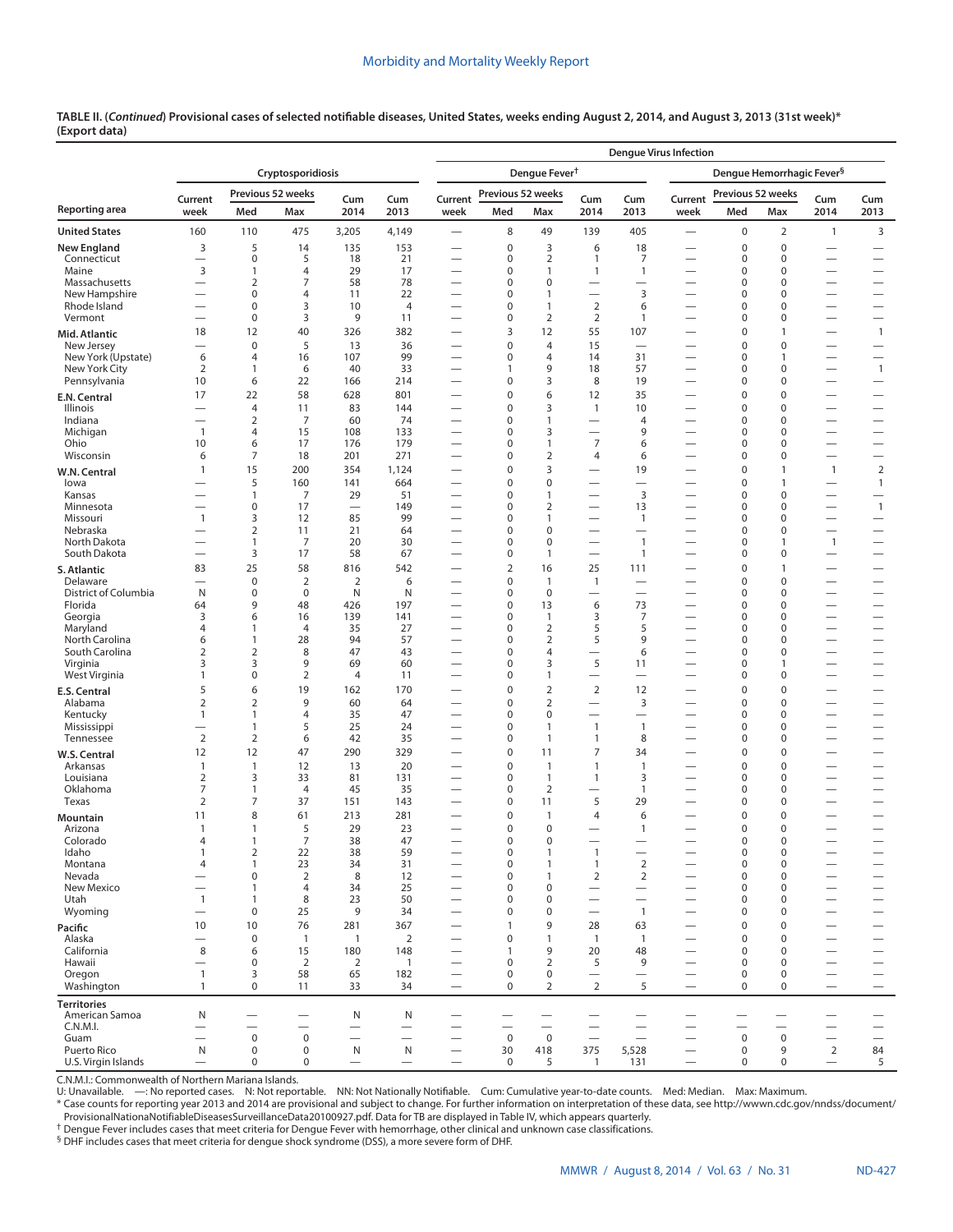**TABLE II. (*Continued*) Provisional cases of selected notifiable diseases, United States, weeks ending August 2, 2014, and August 3, 2013 (31st week)\* (Export data)**

| Reporting area | Cryptosporidiosis | | | | | Dengue Virus Infection: Dengue Fever† | | | | | Dengue Virus Infection: Dengue Hemorrhagic Fever§ | | | | |
|---|---|---|---|---|---|---|---|---|---|---|---|---|---|---|---|
| | Current week | Previous 52 weeks Med | Previous 52 weeks Max | Cum 2014 | Cum 2013 | Current week | Previous 52 weeks Med | Previous 52 weeks Max | Cum 2014 | Cum 2013 | Current week | Previous 52 weeks Med | Previous 52 weeks Max | Cum 2014 | Cum 2013 |
| **United States** | 160 | 110 | 475 | 3,205 | 4,149 | — | 8 | 49 | 139 | 405 | — | 0 | 2 | 1 | 3 |
| **New England** | 3 | 5 | 14 | 135 | 153 | — | 0 | 3 | 6 | 18 | — | 0 | 0 | — | — |
| Connecticut | — | 0 | 5 | 18 | 21 | — | 0 | 2 | 1 | 7 | — | 0 | 0 | — | — |
| Maine | 3 | 1 | 4 | 29 | 17 | — | 0 | 1 | 1 | 1 | — | 0 | 0 | — | — |
| Massachusetts | — | 2 | 7 | 58 | 78 | — | 0 | 0 | — | — | — | 0 | 0 | — | — |
| New Hampshire | — | 0 | 4 | 11 | 22 | — | 0 | 1 | — | 3 | — | 0 | 0 | — | — |
| Rhode Island | — | 0 | 3 | 10 | 4 | — | 0 | 1 | 2 | 6 | — | 0 | 0 | — | — |
| Vermont | — | 0 | 3 | 9 | 11 | — | 0 | 2 | 2 | 1 | — | 0 | 0 | — | — |
| **Mid. Atlantic** | 18 | 12 | 40 | 326 | 382 | — | 3 | 12 | 55 | 107 | — | 0 | 1 | — | 1 |
| New Jersey | — | 0 | 5 | 13 | 36 | — | 0 | 4 | 15 | — | — | 0 | 0 | — | — |
| New York (Upstate) | 6 | 4 | 16 | 107 | 99 | — | 0 | 4 | 14 | 31 | — | 0 | 1 | — | — |
| New York City | 2 | 1 | 6 | 40 | 33 | — | 1 | 9 | 18 | 57 | — | 0 | 0 | — | 1 |
| Pennsylvania | 10 | 6 | 22 | 166 | 214 | — | 0 | 3 | 8 | 19 | — | 0 | 0 | — | — |
| **E.N. Central** | 17 | 22 | 58 | 628 | 801 | — | 0 | 6 | 12 | 35 | — | 0 | 0 | — | — |
| Illinois | — | 4 | 11 | 83 | 144 | — | 0 | 3 | 1 | 10 | — | 0 | 0 | — | — |
| Indiana | — | 2 | 7 | 60 | 74 | — | 0 | 1 | — | 4 | — | 0 | 0 | — | — |
| Michigan | 1 | 4 | 15 | 108 | 133 | — | 0 | 3 | — | 9 | — | 0 | 0 | — | — |
| Ohio | 10 | 6 | 17 | 176 | 179 | — | 0 | 1 | 7 | 6 | — | 0 | 0 | — | — |
| Wisconsin | 6 | 7 | 18 | 201 | 271 | — | 0 | 2 | 4 | 6 | — | 0 | 0 | — | — |
| **W.N. Central** | 1 | 15 | 200 | 354 | 1,124 | — | 0 | 3 | — | 19 | — | 0 | 1 | 1 | 2 |
| Iowa | — | 5 | 160 | 141 | 664 | — | 0 | 0 | — | — | — | 0 | 1 | — | 1 |
| Kansas | — | 1 | 7 | 29 | 51 | — | 0 | 1 | — | 3 | — | 0 | 0 | — | — |
| Minnesota | — | 0 | 17 | — | 149 | — | 0 | 2 | — | 13 | — | 0 | 0 | — | 1 |
| Missouri | 1 | 3 | 12 | 85 | 99 | — | 0 | 1 | — | 1 | — | 0 | 0 | — | — |
| Nebraska | — | 2 | 11 | 21 | 64 | — | 0 | 0 | — | — | — | 0 | 0 | — | — |
| North Dakota | — | 1 | 7 | 20 | 30 | — | 0 | 0 | — | 1 | — | 0 | 1 | 1 | — |
| South Dakota | — | 3 | 17 | 58 | 67 | — | 0 | 1 | — | 1 | — | 0 | 0 | — | — |
| **S. Atlantic** | 83 | 25 | 58 | 816 | 542 | — | 2 | 16 | 25 | 111 | — | 0 | 1 | — | — |
| Delaware | — | 0 | 2 | 2 | 6 | — | 0 | 1 | 1 | — | — | 0 | 0 | — | — |
| District of Columbia | N | 0 | 0 | N | N | — | 0 | 0 | — | — | — | 0 | 0 | — | — |
| Florida | 64 | 9 | 48 | 426 | 197 | — | 0 | 13 | 6 | 73 | — | 0 | 0 | — | — |
| Georgia | 3 | 6 | 16 | 139 | 141 | — | 0 | 1 | 3 | 7 | — | 0 | 0 | — | — |
| Maryland | 4 | 1 | 4 | 35 | 27 | — | 0 | 2 | 5 | 5 | — | 0 | 0 | — | — |
| North Carolina | 6 | 1 | 28 | 94 | 57 | — | 0 | 2 | 5 | 9 | — | 0 | 0 | — | — |
| South Carolina | 2 | 2 | 8 | 47 | 43 | — | 0 | 4 | — | 6 | — | 0 | 0 | — | — |
| Virginia | 3 | 3 | 9 | 69 | 60 | — | 0 | 3 | 5 | 11 | — | 0 | 1 | — | — |
| West Virginia | 1 | 0 | 2 | 4 | 11 | — | 0 | 1 | — | — | — | 0 | 0 | — | — |
| **E.S. Central** | 5 | 6 | 19 | 162 | 170 | — | 0 | 2 | 2 | 12 | — | 0 | 0 | — | — |
| Alabama | 2 | 2 | 9 | 60 | 64 | — | 0 | 2 | — | 3 | — | 0 | 0 | — | — |
| Kentucky | 1 | 1 | 4 | 35 | 47 | — | 0 | 0 | — | — | — | 0 | 0 | — | — |
| Mississippi | — | 1 | 5 | 25 | 24 | — | 0 | 1 | 1 | 1 | — | 0 | 0 | — | — |
| Tennessee | 2 | 2 | 6 | 42 | 35 | — | 0 | 1 | 1 | 8 | — | 0 | 0 | — | — |
| **W.S. Central** | 12 | 12 | 47 | 290 | 329 | — | 0 | 11 | 7 | 34 | — | 0 | 0 | — | — |
| Arkansas | 1 | 1 | 12 | 13 | 20 | — | 0 | 1 | 1 | 1 | — | 0 | 0 | — | — |
| Louisiana | 2 | 3 | 33 | 81 | 131 | — | 0 | 1 | 1 | 3 | — | 0 | 0 | — | — |
| Oklahoma | 7 | 1 | 4 | 45 | 35 | — | 0 | 2 | — | 1 | — | 0 | 0 | — | — |
| Texas | 2 | 7 | 37 | 151 | 143 | — | 0 | 11 | 5 | 29 | — | 0 | 0 | — | — |
| **Mountain** | 11 | 8 | 61 | 213 | 281 | — | 0 | 1 | 4 | 6 | — | 0 | 0 | — | — |
| Arizona | 1 | 1 | 5 | 29 | 23 | — | 0 | 0 | — | 1 | — | 0 | 0 | — | — |
| Colorado | 4 | 1 | 7 | 38 | 47 | — | 0 | 0 | — | — | — | 0 | 0 | — | — |
| Idaho | 1 | 2 | 22 | 38 | 59 | — | 0 | 1 | 1 | — | — | 0 | 0 | — | — |
| Montana | 4 | 1 | 23 | 34 | 31 | — | 0 | 1 | 1 | 2 | — | 0 | 0 | — | — |
| Nevada | — | 0 | 2 | 8 | 12 | — | 0 | 1 | 2 | 2 | — | 0 | 0 | — | — |
| New Mexico | — | 1 | 4 | 34 | 25 | — | 0 | 0 | — | — | — | 0 | 0 | — | — |
| Utah | 1 | 1 | 8 | 23 | 50 | — | 0 | 0 | — | — | — | 0 | 0 | — | — |
| Wyoming | — | 0 | 25 | 9 | 34 | — | 0 | 0 | — | 1 | — | 0 | 0 | — | — |
| **Pacific** | 10 | 10 | 76 | 281 | 367 | — | 1 | 9 | 28 | 63 | — | 0 | 0 | — | — |
| Alaska | — | 0 | 1 | 1 | 2 | — | 0 | 1 | 1 | 1 | — | 0 | 0 | — | — |
| California | 8 | 6 | 15 | 180 | 148 | — | 1 | 9 | 20 | 48 | — | 0 | 0 | — | — |
| Hawaii | — | 0 | 2 | 2 | 1 | — | 0 | 2 | 5 | 9 | — | 0 | 0 | — | — |
| Oregon | 1 | 3 | 58 | 65 | 182 | — | 0 | 0 | — | — | — | 0 | 0 | — | — |
| Washington | 1 | 0 | 11 | 33 | 34 | — | 0 | 2 | 2 | 5 | — | 0 | 0 | — | — |
| **Territories** | | | | | | | | | | | | | | | |
| American Samoa | N | — | — | N | N | — | — | — | — | — | — | — | — | — | — |
| C.N.M.I. | — | — | — | — | — | — | — | — | — | — | — | — | — | — | — |
| Guam | — | 0 | 0 | — | — | — | 0 | 0 | — | — | — | 0 | 0 | — | — |
| Puerto Rico | N | 0 | 0 | N | N | — | 30 | 418 | 375 | 5,528 | — | 0 | 9 | 2 | 84 |
| U.S. Virgin Islands | — | 0 | 0 | — | — | — | 0 | 5 | 1 | 131 | — | 0 | 0 | — | 5 |

C.N.M.I.: Commonwealth of Northern Mariana Islands.
U: Unavailable. —: No reported cases. N: Not reportable. NN: Not Nationally Notifiable. Cum: Cumulative year-to-date counts. Med: Median. Max: Maximum.
\* Case counts for reporting year 2013 and 2014 are provisional and subject to change. For further information on interpretation of these data, see http://wwwn.cdc.gov/nndss/document/ProvisionalNationaNotifiableDiseasesSurveillanceData20100927.pdf. Data for TB are displayed in Table IV, which appears quarterly.
† Dengue Fever includes cases that meet criteria for Dengue Fever with hemorrhage, other clinical and unknown case classifications.
§ DHF includes cases that meet criteria for dengue shock syndrome (DSS), a more severe form of DHF.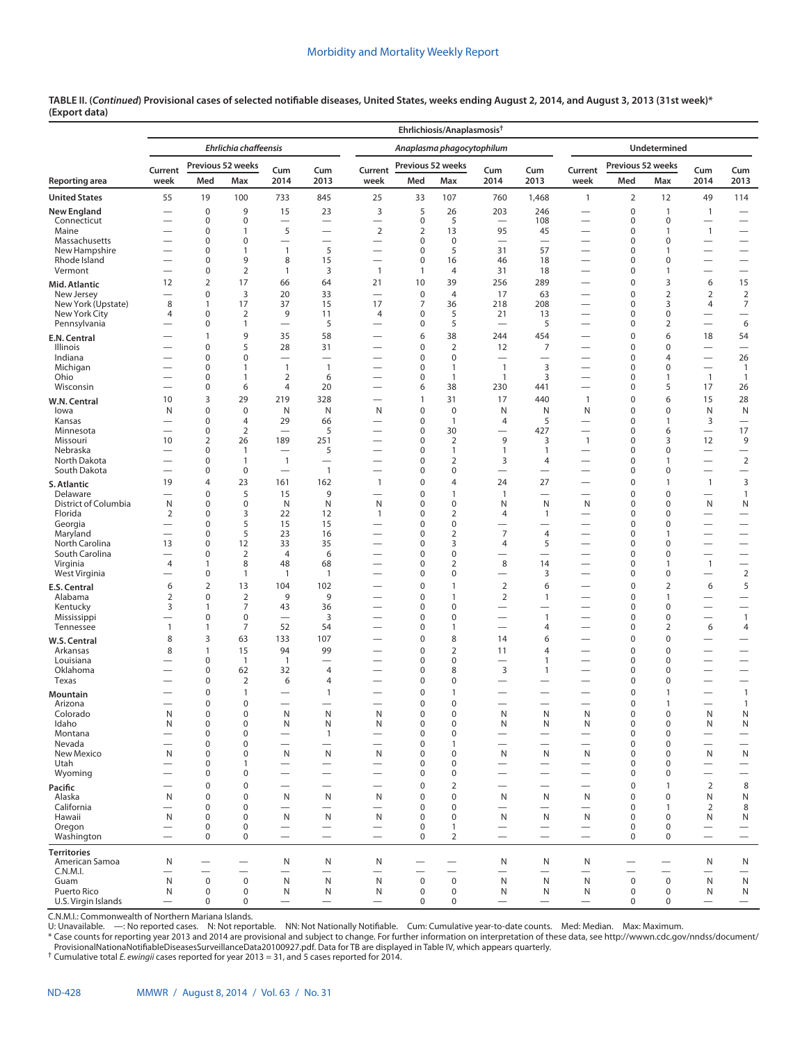**TABLE II. (*Continued*) Provisional cases of selected notifiable diseases, United States, weeks ending August 2, 2014, and August 3, 2013 (31st week)\* (Export data)**

| Reporting area | Ehrlichiosis/Anaplasmosis† | | | | | | | | | | | | | | |
|---|---|---|---|---|---|---|---|---|---|---|---|---|---|---|---|
| | *Ehrlichia chaffeensis* | | | | | *Anaplasma phagocytophilum* | | | | | Undetermined | | | | |
| | Current week | Previous 52 weeks Med | Previous 52 weeks Max | Cum 2014 | Cum 2013 | Current week | Previous 52 weeks Med | Previous 52 weeks Max | Cum 2014 | Cum 2013 | Current week | Previous 52 weeks Med | Previous 52 weeks Max | Cum 2014 | Cum 2013 |
| **United States** | 55 | 19 | 100 | 733 | 845 | 25 | 33 | 107 | 760 | 1,468 | 1 | 2 | 12 | 49 | 114 |
| **New England** | — | 0 | 9 | 15 | 23 | 3 | 5 | 26 | 203 | 246 | — | 0 | 1 | 1 | — |
| Connecticut | — | 0 | 0 | — | — | — | 0 | 5 | — | 108 | — | 0 | 0 | — | — |
| Maine | — | 0 | 1 | 5 | — | 2 | 2 | 13 | 95 | 45 | — | 0 | 1 | 1 | — |
| Massachusetts | — | 0 | 0 | — | — | — | 0 | 0 | — | — | — | 0 | 0 | — | — |
| New Hampshire | — | 0 | 1 | 1 | 5 | — | 0 | 5 | 31 | 57 | — | 0 | 1 | — | — |
| Rhode Island | — | 0 | 9 | 8 | 15 | — | 0 | 16 | 46 | 18 | — | 0 | 0 | — | — |
| Vermont | — | 0 | 2 | 1 | 3 | 1 | 1 | 4 | 31 | 18 | — | 0 | 1 | — | — |
| **Mid. Atlantic** | 12 | 2 | 17 | 66 | 64 | 21 | 10 | 39 | 256 | 289 | — | 0 | 3 | 6 | 15 |
| New Jersey | — | 0 | 3 | 20 | 33 | — | 0 | 4 | 17 | 63 | — | 0 | 2 | 2 | 2 |
| New York (Upstate) | 8 | 1 | 17 | 37 | 15 | 17 | 7 | 36 | 218 | 208 | — | 0 | 3 | 4 | 7 |
| New York City | 4 | 0 | 2 | 9 | 11 | 4 | 0 | 5 | 21 | 13 | — | 0 | 0 | — | — |
| Pennsylvania | — | 0 | 1 | — | 5 | — | 0 | 5 | — | 5 | — | 0 | 2 | — | 6 |
| **E.N. Central** | — | 1 | 9 | 35 | 58 | — | 6 | 38 | 244 | 454 | — | 0 | 6 | 18 | 54 |
| Illinois | — | 0 | 5 | 28 | 31 | — | 0 | 2 | 12 | 7 | — | 0 | 0 | — | — |
| Indiana | — | 0 | 0 | — | — | — | 0 | 0 | — | — | — | 0 | 4 | — | 26 |
| Michigan | — | 0 | 1 | 1 | 1 | — | 0 | 1 | 1 | 3 | — | 0 | 0 | — | 1 |
| Ohio | — | 0 | 1 | 2 | 6 | — | 0 | 1 | 1 | 3 | — | 0 | 1 | 1 | 1 |
| Wisconsin | — | 0 | 6 | 4 | 20 | — | 6 | 38 | 230 | 441 | — | 0 | 5 | 17 | 26 |
| **W.N. Central** | 10 | 3 | 29 | 219 | 328 | — | 1 | 31 | 17 | 440 | 1 | 0 | 6 | 15 | 28 |
| Iowa | N | 0 | 0 | N | N | N | 0 | 0 | N | N | N | 0 | 0 | N | N |
| Kansas | — | 0 | 4 | 29 | 66 | — | 0 | 1 | 4 | 5 | — | 0 | 1 | 3 | — |
| Minnesota | — | 0 | 2 | — | 5 | — | 0 | 30 | — | 427 | — | 0 | 6 | — | 17 |
| Missouri | 10 | 2 | 26 | 189 | 251 | — | 0 | 2 | 9 | 3 | 1 | 0 | 3 | 12 | 9 |
| Nebraska | — | 0 | 1 | — | 5 | — | 0 | 1 | 1 | 1 | — | 0 | 0 | — | — |
| North Dakota | — | 0 | 1 | 1 | — | — | 0 | 2 | 3 | 4 | — | 0 | 1 | — | 2 |
| South Dakota | — | 0 | 0 | — | 1 | — | 0 | 0 | — | — | — | 0 | 0 | — | — |
| **S. Atlantic** | 19 | 4 | 23 | 161 | 162 | 1 | 0 | 4 | 24 | 27 | — | 0 | 1 | 1 | 3 |
| Delaware | — | 0 | 5 | 15 | 9 | — | 0 | 1 | 1 | — | — | 0 | 0 | — | 1 |
| District of Columbia | N | 0 | 0 | N | N | N | 0 | 0 | N | N | N | 0 | 0 | N | N |
| Florida | 2 | 0 | 3 | 22 | 12 | 1 | 0 | 2 | 4 | 1 | — | 0 | 0 | — | — |
| Georgia | — | 0 | 5 | 15 | 15 | — | 0 | 0 | — | — | — | 0 | 0 | — | — |
| Maryland | — | 0 | 5 | 23 | 16 | — | 0 | 2 | 7 | 4 | — | 0 | 1 | — | — |
| North Carolina | 13 | 0 | 12 | 33 | 35 | — | 0 | 3 | 4 | 5 | — | 0 | 0 | — | — |
| South Carolina | — | 0 | 2 | 4 | 6 | — | 0 | 0 | — | — | — | 0 | 0 | — | — |
| Virginia | 4 | 1 | 8 | 48 | 68 | — | 0 | 2 | 8 | 14 | — | 0 | 1 | 1 | — |
| West Virginia | — | 0 | 1 | 1 | 1 | — | 0 | 0 | — | 3 | — | 0 | 0 | — | 2 |
| **E.S. Central** | 6 | 2 | 13 | 104 | 102 | — | 0 | 1 | 2 | 6 | — | 0 | 2 | 6 | 5 |
| Alabama | 2 | 0 | 2 | 9 | 9 | — | 0 | 1 | 2 | 1 | — | 0 | 1 | — | — |
| Kentucky | 3 | 1 | 7 | 43 | 36 | — | 0 | 0 | — | — | — | 0 | 0 | — | — |
| Mississippi | — | 0 | 0 | — | 3 | — | 0 | 0 | — | 1 | — | 0 | 0 | — | 1 |
| Tennessee | 1 | 1 | 7 | 52 | 54 | — | 0 | 1 | — | 4 | — | 0 | 2 | 6 | 4 |
| **W.S. Central** | 8 | 3 | 63 | 133 | 107 | — | 0 | 8 | 14 | 6 | — | 0 | 0 | — | — |
| Arkansas | 8 | 1 | 15 | 94 | 99 | — | 0 | 2 | 11 | 4 | — | 0 | 0 | — | — |
| Louisiana | — | 0 | 1 | 1 | — | — | 0 | 0 | — | 1 | — | 0 | 0 | — | — |
| Oklahoma | — | 0 | 62 | 32 | 4 | — | 0 | 8 | 3 | 1 | — | 0 | 0 | — | — |
| Texas | — | 0 | 2 | 6 | 4 | — | 0 | 0 | — | — | — | 0 | 0 | — | — |
| **Mountain** | — | 0 | 1 | — | 1 | — | 0 | 1 | — | — | — | 0 | 1 | — | 1 |
| Arizona | — | 0 | 0 | — | — | — | 0 | 0 | — | — | — | 0 | 1 | — | 1 |
| Colorado | N | 0 | 0 | N | N | N | 0 | 0 | N | N | N | 0 | 0 | N | N |
| Idaho | N | 0 | 0 | N | N | N | 0 | 0 | N | N | N | 0 | 0 | N | N |
| Montana | — | 0 | 0 | — | 1 | — | 0 | 0 | — | — | — | 0 | 0 | — | — |
| Nevada | — | 0 | 0 | — | — | — | 0 | 1 | — | — | — | 0 | 0 | — | — |
| New Mexico | N | 0 | 0 | N | N | N | 0 | 0 | N | N | N | 0 | 0 | N | N |
| Utah | — | 0 | 1 | — | — | — | 0 | 0 | — | — | — | 0 | 0 | — | — |
| Wyoming | — | 0 | 0 | — | — | — | 0 | 0 | — | — | — | 0 | 0 | — | — |
| **Pacific** | — | 0 | 0 | — | — | — | 0 | 2 | — | — | — | 0 | 1 | 2 | 8 |
| Alaska | N | 0 | 0 | N | N | N | 0 | 0 | N | N | N | 0 | 0 | N | N |
| California | — | 0 | 0 | — | — | — | 0 | 0 | — | — | — | 0 | 1 | 2 | 8 |
| Hawaii | N | 0 | 0 | N | N | N | 0 | 0 | N | N | N | 0 | 0 | N | N |
| Oregon | — | 0 | 0 | — | — | — | 0 | 1 | — | — | — | 0 | 0 | — | — |
| Washington | — | 0 | 0 | — | — | — | 0 | 2 | — | — | — | 0 | 0 | — | — |
| **Territories** | | | | | | | | | | | | | | | |
| American Samoa | N | — | — | N | N | N | — | — | N | N | N | — | — | N | N |
| C.N.M.I. | — | — | — | — | — | — | — | — | — | — | — | — | — | — | — |
| Guam | N | 0 | 0 | N | N | N | 0 | 0 | N | N | N | 0 | 0 | N | N |
| Puerto Rico | N | 0 | 0 | N | N | N | 0 | 0 | N | N | N | 0 | 0 | N | N |
| U.S. Virgin Islands | — | 0 | 0 | — | — | — | 0 | 0 | — | — | — | 0 | 0 | — | — |

C.N.M.I.: Commonwealth of Northern Mariana Islands.
U: Unavailable. —: No reported cases. N: Not reportable. NN: Not Nationally Notifiable. Cum: Cumulative year-to-date counts. Med: Median. Max: Maximum.
\* Case counts for reporting year 2013 and 2014 are provisional and subject to change. For further information on interpretation of these data, see http://wwwn.cdc.gov/nndss/document/ProvisionalNationaNotifiableDiseasesSurveillanceData20100927.pdf. Data for TB are displayed in Table IV, which appears quarterly.
† Cumulative total *E. ewingii* cases reported for year 2013 = 31, and 5 cases reported for 2014.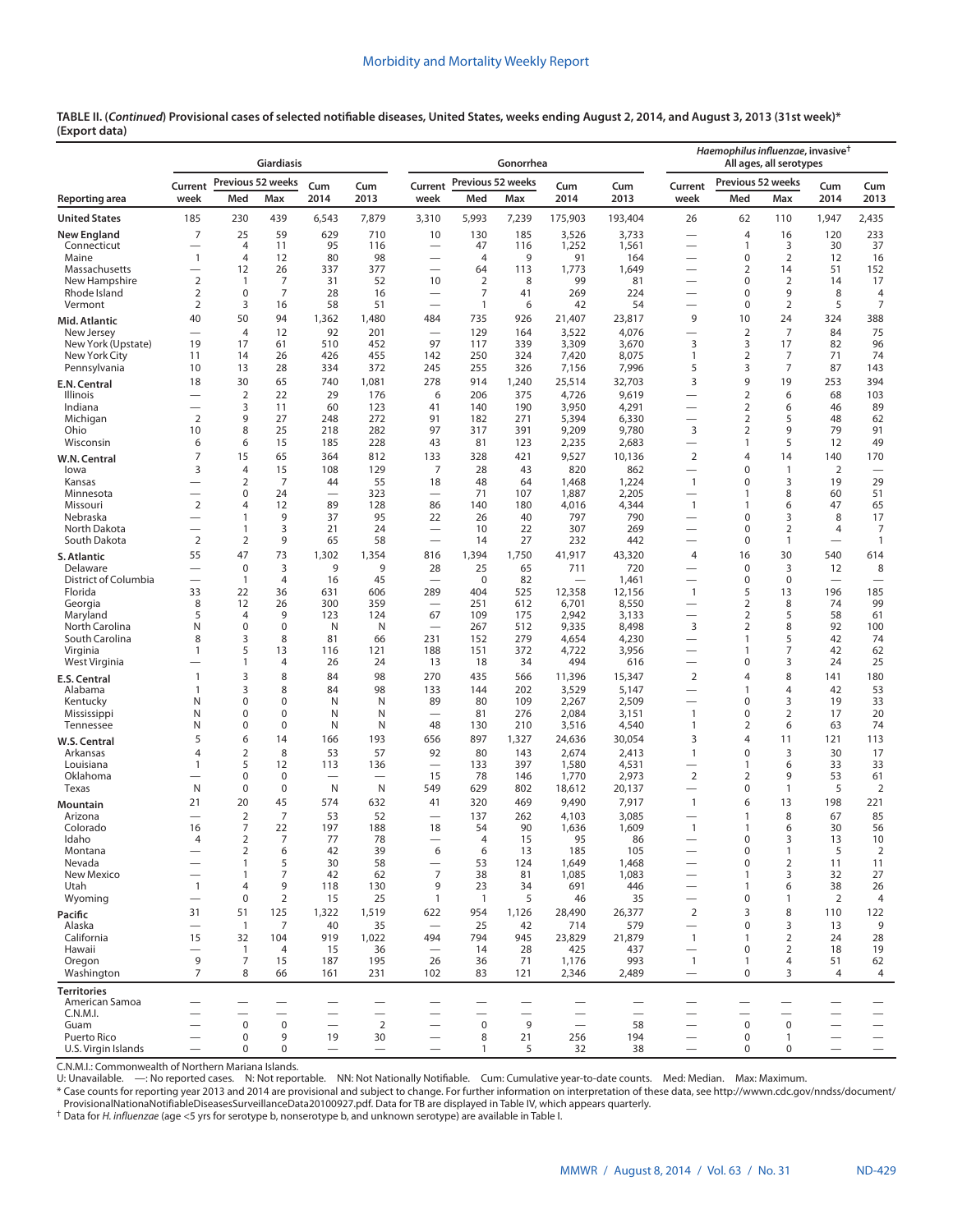**TABLE II. (*Continued*) Provisional cases of selected notifiable diseases, United States, weeks ending August 2, 2014, and August 3, 2013 (31st week)* (Export data)**

| Reporting area | Giardiasis | | | | | Gonorrhea | | | | | *Haemophilus influenzae*, invasive† All ages, all serotypes | | | | |
|---|---|---|---|---|---|---|---|---|---|---|---|---|---|---|---|
| | Current week | Previous 52 weeks Med | Previous 52 weeks Max | Cum 2014 | Cum 2013 | Current week | Previous 52 weeks Med | Previous 52 weeks Max | Cum 2014 | Cum 2013 | Current week | Previous 52 weeks Med | Previous 52 weeks Max | Cum 2014 | Cum 2013 |
| **United States** | 185 | 230 | 439 | 6,543 | 7,879 | 3,310 | 5,993 | 7,239 | 175,903 | 193,404 | 26 | 62 | 110 | 1,947 | 2,435 |
| **New England** | 7 | 25 | 59 | 629 | 710 | 10 | 130 | 185 | 3,526 | 3,733 | — | 4 | 16 | 120 | 233 |
| Connecticut | — | 4 | 11 | 95 | 116 | — | 47 | 116 | 1,252 | 1,561 | — | 1 | 3 | 30 | 37 |
| Maine | 1 | 4 | 12 | 80 | 98 | — | 4 | 9 | 91 | 164 | — | 0 | 2 | 12 | 16 |
| Massachusetts | — | 12 | 26 | 337 | 377 | — | 64 | 113 | 1,773 | 1,649 | — | 2 | 14 | 51 | 152 |
| New Hampshire | 2 | 1 | 7 | 31 | 52 | 10 | 2 | 8 | 99 | 81 | — | 0 | 2 | 14 | 17 |
| Rhode Island | 2 | 0 | 7 | 28 | 16 | — | 7 | 41 | 269 | 224 | — | 0 | 9 | 8 | 4 |
| Vermont | 2 | 3 | 16 | 58 | 51 | — | 1 | 6 | 42 | 54 | — | 0 | 2 | 5 | 7 |
| **Mid. Atlantic** | 40 | 50 | 94 | 1,362 | 1,480 | 484 | 735 | 926 | 21,407 | 23,817 | 9 | 10 | 24 | 324 | 388 |
| New Jersey | — | 4 | 12 | 92 | 201 | — | 129 | 164 | 3,522 | 4,076 | — | 2 | 7 | 84 | 75 |
| New York (Upstate) | 19 | 17 | 61 | 510 | 452 | 97 | 117 | 339 | 3,309 | 3,670 | 3 | 3 | 17 | 82 | 96 |
| New York City | 11 | 14 | 26 | 426 | 455 | 142 | 250 | 324 | 7,420 | 8,075 | 1 | 2 | 7 | 71 | 74 |
| Pennsylvania | 10 | 13 | 28 | 334 | 372 | 245 | 255 | 326 | 7,156 | 7,996 | 5 | 3 | 7 | 87 | 143 |
| **E.N. Central** | 18 | 30 | 65 | 740 | 1,081 | 278 | 914 | 1,240 | 25,514 | 32,703 | 3 | 9 | 19 | 253 | 394 |
| Illinois | — | 2 | 22 | 29 | 176 | 6 | 206 | 375 | 4,726 | 9,619 | — | 2 | 6 | 68 | 103 |
| Indiana | — | 3 | 11 | 60 | 123 | 41 | 140 | 190 | 3,950 | 4,291 | — | 2 | 6 | 46 | 89 |
| Michigan | 2 | 9 | 27 | 248 | 272 | 91 | 182 | 271 | 5,394 | 6,330 | — | 2 | 5 | 48 | 62 |
| Ohio | 10 | 8 | 25 | 218 | 282 | 97 | 317 | 391 | 9,209 | 9,780 | 3 | 2 | 9 | 79 | 91 |
| Wisconsin | 6 | 6 | 15 | 185 | 228 | 43 | 81 | 123 | 2,235 | 2,683 | — | 1 | 5 | 12 | 49 |
| **W.N. Central** | 7 | 15 | 65 | 364 | 812 | 133 | 328 | 421 | 9,527 | 10,136 | 2 | 4 | 14 | 140 | 170 |
| Iowa | 3 | 4 | 15 | 108 | 129 | 7 | 28 | 43 | 820 | 862 | — | 0 | 1 | 2 | — |
| Kansas | — | 2 | 7 | 44 | 55 | 18 | 48 | 64 | 1,468 | 1,224 | 1 | 0 | 3 | 19 | 29 |
| Minnesota | — | 0 | 24 | — | 323 | — | 71 | 107 | 1,887 | 2,205 | — | 1 | 8 | 60 | 51 |
| Missouri | 2 | 4 | 12 | 89 | 128 | 86 | 140 | 180 | 4,016 | 4,344 | 1 | 1 | 6 | 47 | 65 |
| Nebraska | — | 1 | 9 | 37 | 95 | 22 | 26 | 40 | 797 | 790 | — | 0 | 3 | 8 | 17 |
| North Dakota | — | 1 | 3 | 21 | 24 | — | 10 | 22 | 307 | 269 | — | 0 | 2 | 4 | 7 |
| South Dakota | 2 | 2 | 9 | 65 | 58 | — | 14 | 27 | 232 | 442 | — | 0 | 1 | — | 1 |
| **S. Atlantic** | 55 | 47 | 73 | 1,302 | 1,354 | 816 | 1,394 | 1,750 | 41,917 | 43,320 | 4 | 16 | 30 | 540 | 614 |
| Delaware | — | 0 | 3 | 9 | 9 | 28 | 25 | 65 | 711 | 720 | — | 0 | 3 | 12 | 8 |
| District of Columbia | — | 1 | 4 | 16 | 45 | — | 0 | 82 | — | 1,461 | — | 0 | 0 | — | — |
| Florida | 33 | 22 | 36 | 631 | 606 | 289 | 404 | 525 | 12,358 | 12,156 | 1 | 5 | 13 | 196 | 185 |
| Georgia | 8 | 12 | 26 | 300 | 359 | — | 251 | 612 | 6,701 | 8,550 | — | 2 | 8 | 74 | 99 |
| Maryland | 5 | 4 | 9 | 123 | 124 | 67 | 109 | 175 | 2,942 | 3,133 | — | 2 | 5 | 58 | 61 |
| North Carolina | N | 0 | 0 | N | N | — | 267 | 512 | 9,335 | 8,498 | 3 | 2 | 8 | 92 | 100 |
| South Carolina | 8 | 3 | 8 | 81 | 66 | 231 | 152 | 279 | 4,654 | 4,230 | — | 1 | 5 | 42 | 74 |
| Virginia | 1 | 5 | 13 | 116 | 121 | 188 | 151 | 372 | 4,722 | 3,956 | — | 1 | 7 | 42 | 62 |
| West Virginia | — | 1 | 4 | 26 | 24 | 13 | 18 | 34 | 494 | 616 | — | 0 | 3 | 24 | 25 |
| **E.S. Central** | 1 | 3 | 8 | 84 | 98 | 270 | 435 | 566 | 11,396 | 15,347 | 2 | 4 | 8 | 141 | 180 |
| Alabama | 1 | 3 | 8 | 84 | 98 | 133 | 144 | 202 | 3,529 | 5,147 | — | 1 | 4 | 42 | 53 |
| Kentucky | N | 0 | 0 | N | N | 89 | 80 | 109 | 2,267 | 2,509 | — | 0 | 3 | 19 | 33 |
| Mississippi | N | 0 | 0 | N | N | — | 81 | 276 | 2,084 | 3,151 | 1 | 0 | 2 | 17 | 20 |
| Tennessee | N | 0 | 0 | N | N | 48 | 130 | 210 | 3,516 | 4,540 | 1 | 2 | 6 | 63 | 74 |
| **W.S. Central** | 5 | 6 | 14 | 166 | 193 | 656 | 897 | 1,327 | 24,636 | 30,054 | 3 | 4 | 11 | 121 | 113 |
| Arkansas | 4 | 2 | 8 | 53 | 57 | 92 | 80 | 143 | 2,674 | 2,413 | 1 | 0 | 3 | 30 | 17 |
| Louisiana | 1 | 5 | 12 | 113 | 136 | — | 133 | 397 | 1,580 | 4,531 | — | 1 | 6 | 33 | 33 |
| Oklahoma | — | 0 | 0 | — | — | 15 | 78 | 146 | 1,770 | 2,973 | 2 | 2 | 9 | 53 | 61 |
| Texas | N | 0 | 0 | N | N | 549 | 629 | 802 | 18,612 | 20,137 | — | 0 | 1 | 5 | 2 |
| **Mountain** | 21 | 20 | 45 | 574 | 632 | 41 | 320 | 469 | 9,490 | 7,917 | 1 | 6 | 13 | 198 | 221 |
| Arizona | — | 2 | 7 | 53 | 52 | — | 137 | 262 | 4,103 | 3,085 | — | 1 | 8 | 67 | 85 |
| Colorado | 16 | 7 | 22 | 197 | 188 | 18 | 54 | 90 | 1,636 | 1,609 | 1 | 1 | 6 | 30 | 56 |
| Idaho | 4 | 2 | 7 | 77 | 78 | — | 4 | 15 | 95 | 86 | — | 0 | 3 | 13 | 10 |
| Montana | — | 2 | 6 | 42 | 39 | 6 | 6 | 13 | 185 | 105 | — | 0 | 1 | 5 | 2 |
| Nevada | — | 1 | 5 | 30 | 58 | — | 53 | 124 | 1,649 | 1,468 | — | 0 | 2 | 11 | 11 |
| New Mexico | — | 1 | 7 | 42 | 62 | 7 | 38 | 81 | 1,085 | 1,083 | — | 1 | 3 | 32 | 27 |
| Utah | 1 | 4 | 9 | 118 | 130 | 9 | 23 | 34 | 691 | 446 | — | 1 | 6 | 38 | 26 |
| Wyoming | — | 0 | 2 | 15 | 25 | 1 | 1 | 5 | 46 | 35 | — | 0 | 1 | 2 | 4 |
| **Pacific** | 31 | 51 | 125 | 1,322 | 1,519 | 622 | 954 | 1,126 | 28,490 | 26,377 | 2 | 3 | 8 | 110 | 122 |
| Alaska | — | 1 | 7 | 40 | 35 | — | 25 | 42 | 714 | 579 | — | 0 | 3 | 13 | 9 |
| California | 15 | 32 | 104 | 919 | 1,022 | 494 | 794 | 945 | 23,829 | 21,879 | 1 | 1 | 2 | 24 | 28 |
| Hawaii | — | 1 | 4 | 15 | 36 | — | 14 | 28 | 425 | 437 | — | 0 | 2 | 18 | 19 |
| Oregon | 9 | 7 | 15 | 187 | 195 | 26 | 36 | 71 | 1,176 | 993 | 1 | 1 | 4 | 51 | 62 |
| Washington | 7 | 8 | 66 | 161 | 231 | 102 | 83 | 121 | 2,346 | 2,489 | — | 0 | 3 | 4 | 4 |
| **Territories** | | | | | | | | | | | | | | | |
| American Samoa | — | — | — | — | — | — | — | — | — | — | — | — | — | — | — |
| C.N.M.I. | — | — | — | — | — | — | — | — | — | — | — | — | — | — | — |
| Guam | — | 0 | 0 | — | 2 | — | 0 | 9 | — | 58 | — | 0 | 0 | — | — |
| Puerto Rico | — | 0 | 9 | 19 | 30 | — | 8 | 21 | 256 | 194 | — | 0 | 1 | — | — |
| U.S. Virgin Islands | — | 0 | 0 | — | — | — | 1 | 5 | 32 | 38 | — | 0 | 0 | — | — |

C.N.M.I.: Commonwealth of Northern Mariana Islands.

U: Unavailable. —: No reported cases. N: Not reportable. NN: Not Nationally Notifiable. Cum: Cumulative year-to-date counts. Med: Median. Max: Maximum.

\* Case counts for reporting year 2013 and 2014 are provisional and subject to change. For further information on interpretation of these data, see http://wwwn.cdc.gov/nndss/document/ProvisionalNationaNotifiableDiseasesSurveillanceData20100927.pdf. Data for TB are displayed in Table IV, which appears quarterly.

† Data for *H. influenzae* (age <5 yrs for serotype b, nonserotype b, and unknown serotype) are available in Table I.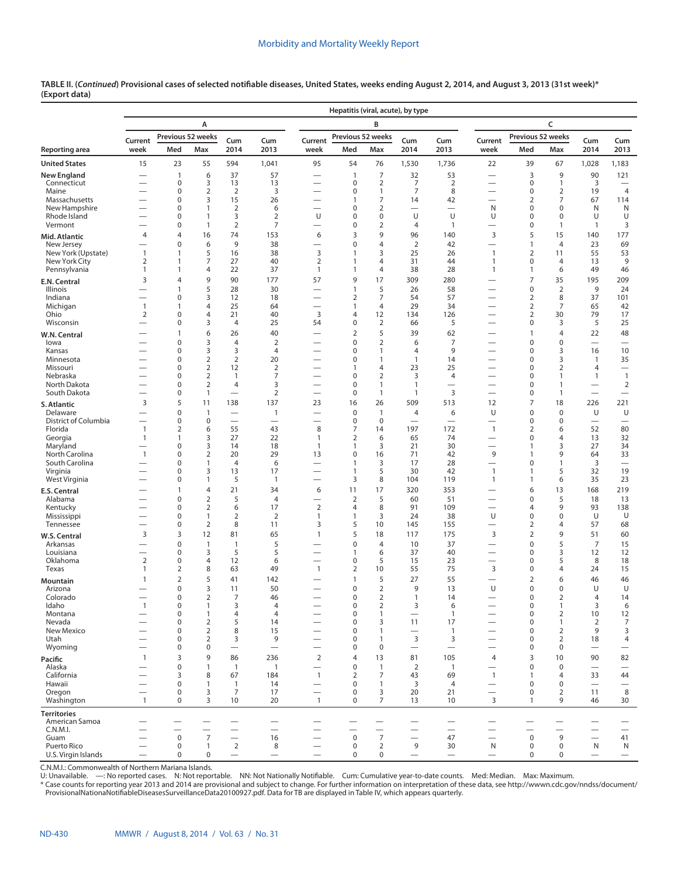**TABLE II. (*Continued*) Provisional cases of selected notifiable diseases, United States, weeks ending August 2, 2014, and August 3, 2013 (31st week)* (Export data)**

| | Hepatitis (viral, acute), by type | | | | | | | | | | | | | | |
|---|---|---|---|---|---|---|---|---|---|---|---|---|---|---|---|
| | A | | | | | B | | | | | C | | | | |
| | Current week | Previous 52 weeks | | Cum 2014 | Cum 2013 | Current week | Previous 52 weeks | | Cum 2014 | Cum 2013 | Current week | Previous 52 weeks | | Cum 2014 | Cum 2013 |
| Reporting area | | Med | Max | | | | Med | Max | | | | Med | Max | | |
| **United States** | 15 | 23 | 55 | 594 | 1,041 | 95 | 54 | 76 | 1,530 | 1,736 | 22 | 39 | 67 | 1,028 | 1,183 |
| **New England** | — | 1 | 6 | 37 | 57 | — | 1 | 7 | 32 | 53 | — | 3 | 9 | 90 | 121 |
| Connecticut | — | 0 | 3 | 13 | 13 | — | 0 | 2 | 7 | 2 | — | 0 | 1 | 3 | — |
| Maine | — | 0 | 2 | 2 | 3 | — | 0 | 1 | 7 | 8 | — | 0 | 2 | 19 | 4 |
| Massachusetts | — | 0 | 3 | 15 | 26 | — | 1 | 7 | 14 | 42 | — | 2 | 7 | 67 | 114 |
| New Hampshire | — | 0 | 1 | 2 | 6 | — | 0 | 2 | — | — | N | 0 | 0 | N | N |
| Rhode Island | — | 0 | 1 | 3 | 2 | U | 0 | 0 | U | U | U | 0 | 0 | U | U |
| Vermont | — | 0 | 1 | 2 | 7 | — | 0 | 2 | 4 | 1 | — | 0 | 1 | 1 | 3 |
| **Mid. Atlantic** | 4 | 4 | 16 | 74 | 153 | 6 | 3 | 9 | 96 | 140 | 3 | 5 | 15 | 140 | 177 |
| New Jersey | — | 0 | 6 | 9 | 38 | — | 0 | 4 | 2 | 42 | — | 1 | 4 | 23 | 69 |
| New York (Upstate) | 1 | 1 | 5 | 16 | 38 | 3 | 1 | 3 | 25 | 26 | 1 | 2 | 11 | 55 | 53 |
| New York City | 2 | 1 | 7 | 27 | 40 | 2 | 1 | 4 | 31 | 44 | 1 | 0 | 4 | 13 | 9 |
| Pennsylvania | 1 | 1 | 4 | 22 | 37 | 1 | 1 | 4 | 38 | 28 | 1 | 1 | 6 | 49 | 46 |
| **E.N. Central** | 3 | 4 | 9 | 90 | 177 | 57 | 9 | 17 | 309 | 280 | — | 7 | 35 | 195 | 209 |
| Illinois | — | 1 | 5 | 28 | 30 | — | 1 | 5 | 26 | 58 | — | 0 | 2 | 9 | 24 |
| Indiana | — | 0 | 3 | 12 | 18 | — | 2 | 7 | 54 | 57 | — | 2 | 8 | 37 | 101 |
| Michigan | 1 | 1 | 4 | 25 | 64 | — | 1 | 4 | 29 | 34 | — | 2 | 7 | 65 | 42 |
| Ohio | 2 | 0 | 4 | 21 | 40 | 3 | 4 | 12 | 134 | 126 | — | 2 | 30 | 79 | 17 |
| Wisconsin | — | 0 | 3 | 4 | 25 | 54 | 0 | 2 | 66 | 5 | — | 0 | 3 | 5 | 25 |
| **W.N. Central** | — | 1 | 6 | 26 | 40 | — | 2 | 5 | 39 | 62 | — | 1 | 4 | 22 | 48 |
| Iowa | — | 0 | 3 | 4 | 2 | — | 0 | 2 | 6 | 7 | — | 0 | 0 | — | — |
| Kansas | — | 0 | 3 | 3 | 4 | — | 0 | 1 | 4 | 9 | — | 0 | 3 | 16 | 10 |
| Minnesota | — | 0 | 2 | 2 | 20 | — | 0 | 1 | 1 | 14 | — | 0 | 3 | 1 | 35 |
| Missouri | — | 0 | 2 | 12 | 2 | — | 1 | 4 | 23 | 25 | — | 0 | 2 | 4 | — |
| Nebraska | — | 0 | 2 | 1 | 7 | — | 0 | 2 | 3 | 4 | — | 0 | 1 | 1 | 1 |
| North Dakota | — | 0 | 2 | 4 | 3 | — | 0 | 1 | 1 | — | — | 0 | 1 | — | 2 |
| South Dakota | — | 0 | 1 | — | 2 | — | 0 | 1 | 1 | 3 | — | 0 | 1 | — | — |
| **S. Atlantic** | 3 | 5 | 11 | 138 | 137 | 23 | 16 | 26 | 509 | 513 | 12 | 7 | 18 | 226 | 221 |
| Delaware | — | 0 | 1 | — | 1 | — | 0 | 1 | 4 | 6 | U | 0 | 0 | U | U |
| District of Columbia | — | 0 | 0 | — | — | — | 0 | 0 | — | — | — | 0 | 0 | — | — |
| Florida | 1 | 2 | 6 | 55 | 43 | 8 | 7 | 14 | 197 | 172 | 1 | 2 | 6 | 52 | 80 |
| Georgia | 1 | 1 | 3 | 27 | 22 | 1 | 2 | 6 | 65 | 74 | — | 0 | 4 | 13 | 32 |
| Maryland | — | 0 | 3 | 14 | 18 | 1 | 1 | 3 | 21 | 30 | — | 1 | 3 | 27 | 34 |
| North Carolina | 1 | 0 | 2 | 20 | 29 | 13 | 0 | 16 | 71 | 42 | 9 | 1 | 9 | 64 | 33 |
| South Carolina | — | 0 | 1 | 4 | 6 | — | 1 | 3 | 17 | 28 | — | 0 | 1 | 3 | — |
| Virginia | — | 0 | 3 | 13 | 17 | — | 1 | 5 | 30 | 42 | 1 | 1 | 5 | 32 | 19 |
| West Virginia | — | 0 | 1 | 5 | 1 | — | 3 | 8 | 104 | 119 | 1 | 1 | 6 | 35 | 23 |
| **E.S. Central** | — | 1 | 4 | 21 | 34 | 6 | 11 | 17 | 320 | 353 | — | 6 | 13 | 168 | 219 |
| Alabama | — | 0 | 2 | 5 | 4 | — | 2 | 5 | 60 | 51 | — | 0 | 5 | 18 | 13 |
| Kentucky | — | 0 | 2 | 6 | 17 | 2 | 4 | 8 | 91 | 109 | — | 4 | 9 | 93 | 138 |
| Mississippi | — | 0 | 1 | 2 | 2 | 1 | 1 | 3 | 24 | 38 | U | 0 | 0 | U | U |
| Tennessee | — | 0 | 2 | 8 | 11 | 3 | 5 | 10 | 145 | 155 | — | 2 | 4 | 57 | 68 |
| **W.S. Central** | 3 | 3 | 12 | 81 | 65 | 1 | 5 | 18 | 117 | 175 | 3 | 2 | 9 | 51 | 60 |
| Arkansas | — | 0 | 1 | 1 | 5 | — | 0 | 4 | 10 | 37 | — | 0 | 5 | 7 | 15 |
| Louisiana | — | 0 | 3 | 5 | 5 | — | 1 | 6 | 37 | 40 | — | 0 | 3 | 12 | 12 |
| Oklahoma | 2 | 0 | 4 | 12 | 6 | — | 0 | 5 | 15 | 23 | — | 0 | 5 | 8 | 18 |
| Texas | 1 | 2 | 8 | 63 | 49 | 1 | 2 | 10 | 55 | 75 | 3 | 0 | 4 | 24 | 15 |
| **Mountain** | 1 | 2 | 5 | 41 | 142 | — | 1 | 5 | 27 | 55 | — | 2 | 6 | 46 | 46 |
| Arizona | — | 0 | 3 | 11 | 50 | — | 0 | 2 | 9 | 13 | U | 0 | 0 | U | U |
| Colorado | — | 0 | 2 | 7 | 46 | — | 0 | 2 | 1 | 14 | — | 0 | 2 | 4 | 14 |
| Idaho | 1 | 0 | 1 | 3 | 4 | — | 0 | 2 | 3 | 6 | — | 0 | 1 | 3 | 6 |
| Montana | — | 0 | 1 | 4 | 4 | — | 0 | 1 | — | 1 | — | 0 | 2 | 10 | 12 |
| Nevada | — | 0 | 2 | 5 | 14 | — | 0 | 3 | 11 | 17 | — | 0 | 1 | 2 | 7 |
| New Mexico | — | 0 | 2 | 8 | 15 | — | 0 | 1 | — | 1 | — | 0 | 2 | 9 | 3 |
| Utah | — | 0 | 2 | 3 | 9 | — | 0 | 1 | 3 | 3 | — | 0 | 2 | 18 | 4 |
| Wyoming | — | 0 | 0 | — | — | — | 0 | 0 | — | — | — | 0 | 0 | — | — |
| **Pacific** | 1 | 3 | 9 | 86 | 236 | 2 | 4 | 13 | 81 | 105 | 4 | 3 | 10 | 90 | 82 |
| Alaska | — | 0 | 1 | 1 | 1 | — | 0 | 1 | 2 | 1 | — | 0 | 0 | — | — |
| California | — | 3 | 8 | 67 | 184 | 1 | 2 | 7 | 43 | 69 | 1 | 1 | 4 | 33 | 44 |
| Hawaii | — | 0 | 1 | 1 | 14 | — | 0 | 1 | 3 | 4 | — | 0 | 0 | — | — |
| Oregon | — | 0 | 3 | 7 | 17 | — | 0 | 3 | 20 | 21 | — | 0 | 2 | 11 | 8 |
| Washington | 1 | 0 | 3 | 10 | 20 | 1 | 0 | 7 | 13 | 10 | 3 | 1 | 9 | 46 | 30 |
| **Territories** | | | | | | | | | | | | | | | |
| American Samoa | — | — | — | — | — | — | — | — | — | — | — | — | — | — | — |
| C.N.M.I. | — | — | — | — | — | — | — | — | — | — | — | — | — | — | — |
| Guam | — | 0 | 7 | — | 16 | — | 0 | 7 | — | 47 | — | 0 | 9 | — | 41 |
| Puerto Rico | — | 0 | 1 | 2 | 8 | — | 0 | 2 | 9 | 30 | N | 0 | 0 | N | N |
| U.S. Virgin Islands | — | 0 | 0 | — | — | — | 0 | 0 | — | — | — | 0 | 0 | — | — |

C.N.M.I.: Commonwealth of Northern Mariana Islands.
U: Unavailable. —: No reported cases. N: Not reportable. NN: Not Nationally Notifiable. Cum: Cumulative year-to-date counts. Med: Median. Max: Maximum.
\* Case counts for reporting year 2013 and 2014 are provisional and subject to change. For further information on interpretation of these data, see http://wwwn.cdc.gov/nndss/document/ProvisionalNationaNotifiableDiseasesSurveillanceData20100927.pdf. Data for TB are displayed in Table IV, which appears quarterly.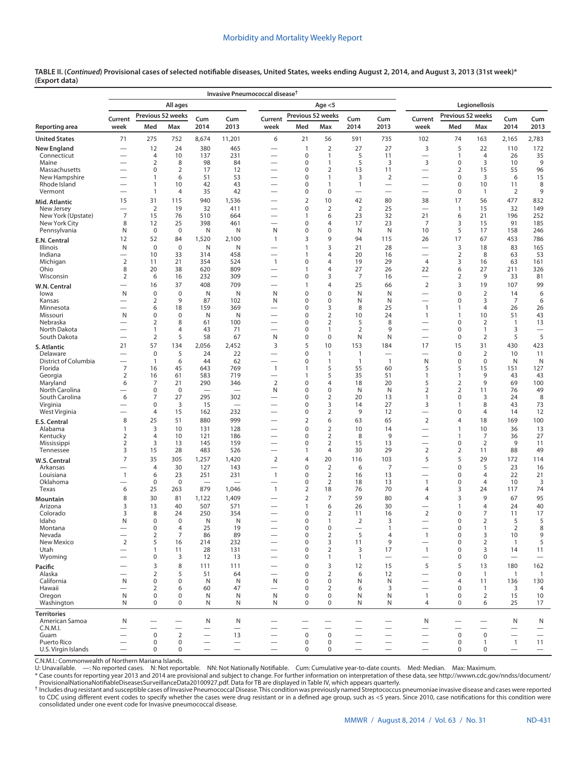**TABLE II. (*Continued*) Provisional cases of selected notifiable diseases, United States, weeks ending August 2, 2014, and August 3, 2013 (31st week)* (Export data)**

| | Invasive Pneumococcal disease† | | | | | | | | | | Legionellosis | | | | |
|---|---|---|---|---|---|---|---|---|---|---|---|---|---|---|---|
| | All ages | | | | | Age <5 | | | | | | | | | |
| | Current | Previous 52 weeks | | Cum | Cum | Current | Previous 52 weeks | | Cum | Cum | Current | Previous 52 weeks | | Cum | Cum |
| Reporting area | week | Med | Max | 2014 | 2013 | week | Med | Max | 2014 | 2013 | week | Med | Max | 2014 | 2013 |
| **United States** | 71 | 275 | 752 | 8,674 | 11,201 | 6 | 21 | 56 | 591 | 735 | 102 | 74 | 163 | 2,165 | 2,783 |
| **New England** | — | 12 | 24 | 380 | 465 | — | 1 | 2 | 27 | 27 | 3 | 5 | 22 | 110 | 172 |
| Connecticut | — | 4 | 10 | 137 | 231 | — | 0 | 1 | 5 | 11 | — | 1 | 4 | 26 | 35 |
| Maine | — | 2 | 8 | 98 | 84 | — | 0 | 1 | 5 | 3 | 3 | 0 | 3 | 10 | 9 |
| Massachusetts | — | 0 | 2 | 17 | 12 | — | 0 | 2 | 13 | 11 | — | 2 | 15 | 55 | 96 |
| New Hampshire | — | 1 | 6 | 51 | 53 | — | 0 | 1 | 3 | 2 | — | 0 | 3 | 6 | 15 |
| Rhode Island | — | 1 | 10 | 42 | 43 | — | 0 | 1 | 1 | — | — | 0 | 10 | 11 | 8 |
| Vermont | — | 1 | 4 | 35 | 42 | — | 0 | 0 | — | — | — | 0 | 1 | 2 | 9 |
| **Mid. Atlantic** | 15 | 31 | 115 | 940 | 1,536 | — | 2 | 10 | 42 | 80 | 38 | 17 | 56 | 477 | 832 |
| New Jersey | — | 2 | 19 | 32 | 411 | — | 0 | 2 | 2 | 25 | — | 1 | 15 | 32 | 149 |
| New York (Upstate) | 7 | 15 | 76 | 510 | 664 | — | 1 | 6 | 23 | 32 | 21 | 6 | 21 | 196 | 252 |
| New York City | 8 | 12 | 25 | 398 | 461 | — | 0 | 4 | 17 | 23 | 7 | 3 | 15 | 91 | 185 |
| Pennsylvania | N | 0 | 0 | N | N | N | 0 | 0 | N | N | 10 | 5 | 17 | 158 | 246 |
| **E.N. Central** | 12 | 52 | 84 | 1,520 | 2,100 | 1 | 3 | 9 | 94 | 115 | 26 | 17 | 67 | 453 | 786 |
| Illinois | N | 0 | 0 | N | N | — | 1 | 3 | 21 | 28 | — | 3 | 18 | 83 | 165 |
| Indiana | — | 10 | 33 | 314 | 458 | — | 1 | 4 | 20 | 16 | — | 2 | 8 | 63 | 53 |
| Michigan | 2 | 11 | 21 | 354 | 524 | 1 | 0 | 4 | 19 | 29 | 4 | 3 | 16 | 63 | 161 |
| Ohio | 8 | 20 | 38 | 620 | 809 | — | 1 | 4 | 27 | 26 | 22 | 6 | 27 | 211 | 326 |
| Wisconsin | 2 | 6 | 16 | 232 | 309 | — | 0 | 3 | 7 | 16 | — | 2 | 9 | 33 | 81 |
| **W.N. Central** | — | 16 | 37 | 408 | 709 | — | 1 | 4 | 25 | 66 | 2 | 3 | 19 | 107 | 99 |
| Iowa | N | 0 | 0 | N | N | N | 0 | 0 | N | N | — | 0 | 2 | 14 | 6 |
| Kansas | — | 2 | 9 | 87 | 102 | N | 0 | 0 | N | N | — | 0 | 3 | 7 | 6 |
| Minnesota | — | 6 | 18 | 159 | 369 | — | 0 | 3 | 8 | 25 | 1 | 1 | 4 | 26 | 26 |
| Missouri | N | 0 | 0 | N | N | — | 0 | 2 | 10 | 24 | 1 | 1 | 10 | 51 | 43 |
| Nebraska | — | 2 | 8 | 61 | 100 | — | 0 | 2 | 5 | 8 | — | 0 | 2 | 1 | 13 |
| North Dakota | — | 1 | 4 | 43 | 71 | — | 0 | 1 | 2 | 9 | — | 0 | 1 | 3 | — |
| South Dakota | — | 2 | 5 | 58 | 67 | N | 0 | 0 | N | N | — | 0 | 2 | 5 | 5 |
| **S. Atlantic** | 21 | 57 | 134 | 2,056 | 2,452 | 3 | 5 | 10 | 153 | 184 | 17 | 15 | 31 | 430 | 423 |
| Delaware | — | 0 | 5 | 24 | 22 | — | 0 | 1 | 1 | — | — | 0 | 2 | 10 | 11 |
| District of Columbia | — | 1 | 6 | 44 | 62 | — | 0 | 1 | 1 | 1 | N | 0 | 0 | N | N |
| Florida | 7 | 16 | 45 | 643 | 769 | 1 | 1 | 5 | 55 | 60 | 5 | 5 | 15 | 151 | 127 |
| Georgia | 2 | 16 | 61 | 583 | 719 | — | 1 | 5 | 35 | 51 | 1 | 1 | 9 | 43 | 43 |
| Maryland | 6 | 7 | 21 | 290 | 346 | 2 | 0 | 4 | 18 | 20 | 5 | 2 | 9 | 69 | 100 |
| North Carolina | — | 0 | 0 | — | — | N | 0 | 0 | N | N | 2 | 2 | 11 | 76 | 49 |
| South Carolina | 6 | 7 | 27 | 295 | 302 | — | 0 | 2 | 20 | 13 | 1 | 0 | 3 | 24 | 8 |
| Virginia | — | 0 | 3 | 15 | — | — | 0 | 3 | 14 | 27 | 3 | 1 | 8 | 43 | 73 |
| West Virginia | — | 4 | 15 | 162 | 232 | — | 0 | 2 | 9 | 12 | — | 0 | 4 | 14 | 12 |
| **E.S. Central** | 8 | 25 | 51 | 880 | 999 | — | 2 | 6 | 63 | 65 | 2 | 4 | 18 | 169 | 100 |
| Alabama | 1 | 3 | 10 | 131 | 128 | — | 0 | 2 | 10 | 14 | — | 1 | 10 | 36 | 13 |
| Kentucky | 2 | 4 | 10 | 121 | 186 | — | 0 | 2 | 8 | 9 | — | 1 | 7 | 36 | 27 |
| Mississippi | 2 | 3 | 13 | 145 | 159 | — | 0 | 2 | 15 | 13 | — | 0 | 2 | 9 | 11 |
| Tennessee | 3 | 15 | 28 | 483 | 526 | — | 1 | 4 | 30 | 29 | 2 | 2 | 11 | 88 | 49 |
| **W.S. Central** | 7 | 35 | 305 | 1,257 | 1,420 | 2 | 4 | 20 | 116 | 103 | 5 | 5 | 29 | 172 | 114 |
| Arkansas | — | 4 | 30 | 127 | 143 | — | 0 | 2 | 6 | 7 | — | 0 | 5 | 23 | 16 |
| Louisiana | 1 | 6 | 23 | 251 | 231 | 1 | 0 | 2 | 16 | 13 | — | 0 | 4 | 22 | 21 |
| Oklahoma | — | 0 | 0 | — | — | — | 0 | 2 | 18 | 13 | 1 | 0 | 4 | 10 | 3 |
| Texas | 6 | 25 | 263 | 879 | 1,046 | 1 | 2 | 18 | 76 | 70 | 4 | 3 | 24 | 117 | 74 |
| **Mountain** | 8 | 30 | 81 | 1,122 | 1,409 | — | 2 | 7 | 59 | 80 | 4 | 3 | 9 | 67 | 95 |
| Arizona | 3 | 13 | 40 | 507 | 571 | — | 1 | 6 | 26 | 30 | — | 1 | 4 | 24 | 40 |
| Colorado | 3 | 8 | 24 | 250 | 354 | — | 0 | 2 | 11 | 16 | 2 | 0 | 7 | 11 | 17 |
| Idaho | N | 0 | 0 | N | N | — | 0 | 1 | 2 | 3 | — | 0 | 2 | 5 | 5 |
| Montana | — | 0 | 4 | 25 | 19 | — | 0 | 0 | — | 1 | — | 0 | 1 | 2 | 8 |
| Nevada | — | 2 | 7 | 86 | 89 | — | 0 | 2 | 5 | 4 | 1 | 0 | 3 | 10 | 9 |
| New Mexico | 2 | 5 | 16 | 214 | 232 | — | 0 | 3 | 11 | 9 | — | 0 | 2 | 1 | 5 |
| Utah | — | 1 | 11 | 28 | 131 | — | 0 | 2 | 3 | 17 | 1 | 0 | 3 | 14 | 11 |
| Wyoming | — | 0 | 3 | 12 | 13 | — | 0 | 1 | 1 | — | — | 0 | 0 | — | — |
| **Pacific** | — | 3 | 8 | 111 | 111 | — | 0 | 3 | 12 | 15 | 5 | 5 | 13 | 180 | 162 |
| Alaska | — | 2 | 5 | 51 | 64 | — | 0 | 2 | 6 | 12 | — | 0 | 1 | 1 | 1 |
| California | N | 0 | 0 | N | N | N | 0 | 0 | N | N | — | 4 | 11 | 136 | 130 |
| Hawaii | — | 2 | 6 | 60 | 47 | — | 0 | 2 | 6 | 3 | — | 0 | 1 | 3 | 4 |
| Oregon | N | 0 | 0 | N | N | N | 0 | 0 | N | N | 1 | 0 | 2 | 15 | 10 |
| Washington | N | 0 | 0 | N | N | N | 0 | 0 | N | N | 4 | 0 | 6 | 25 | 17 |
| **Territories** | | | | | | | | | | | | | | | |
| American Samoa | N | — | — | N | N | — | — | — | — | — | N | — | — | N | N |
| C.N.M.I. | — | — | — | — | — | — | — | — | — | — | — | — | — | — | — |
| Guam | — | 0 | 2 | — | 13 | — | 0 | 0 | — | — | — | 0 | 0 | — | — |
| Puerto Rico | — | 0 | 0 | — | — | — | 0 | 0 | — | — | — | 0 | 1 | 1 | 11 |
| U.S. Virgin Islands | — | 0 | 0 | — | — | — | 0 | 0 | — | — | — | 0 | 0 | — | — |

C.N.M.I.: Commonwealth of Northern Mariana Islands.
U: Unavailable. —: No reported cases. N: Not reportable. NN: Not Nationally Notifiable. Cum: Cumulative year-to-date counts. Med: Median. Max: Maximum.
* Case counts for reporting year 2013 and 2014 are provisional and subject to change. For further information on interpretation of these data, see http://wwwn.cdc.gov/nndss/document/ProvisionalNationaNotifiableDiseasesSurveillanceData20100927.pdf. Data for TB are displayed in Table IV, which appears quarterly.
† Includes drug resistant and susceptible cases of Invasive Pneumococcal Disease. This condition was previously named Streptococcus pneumoniae invasive disease and cases were reported to CDC using different event codes to specify whether the cases were drug resistant or in a defined age group, such as <5 years. Since 2010, case notifications for this condition were consolidated under one event code for Invasive pneumococcal disease.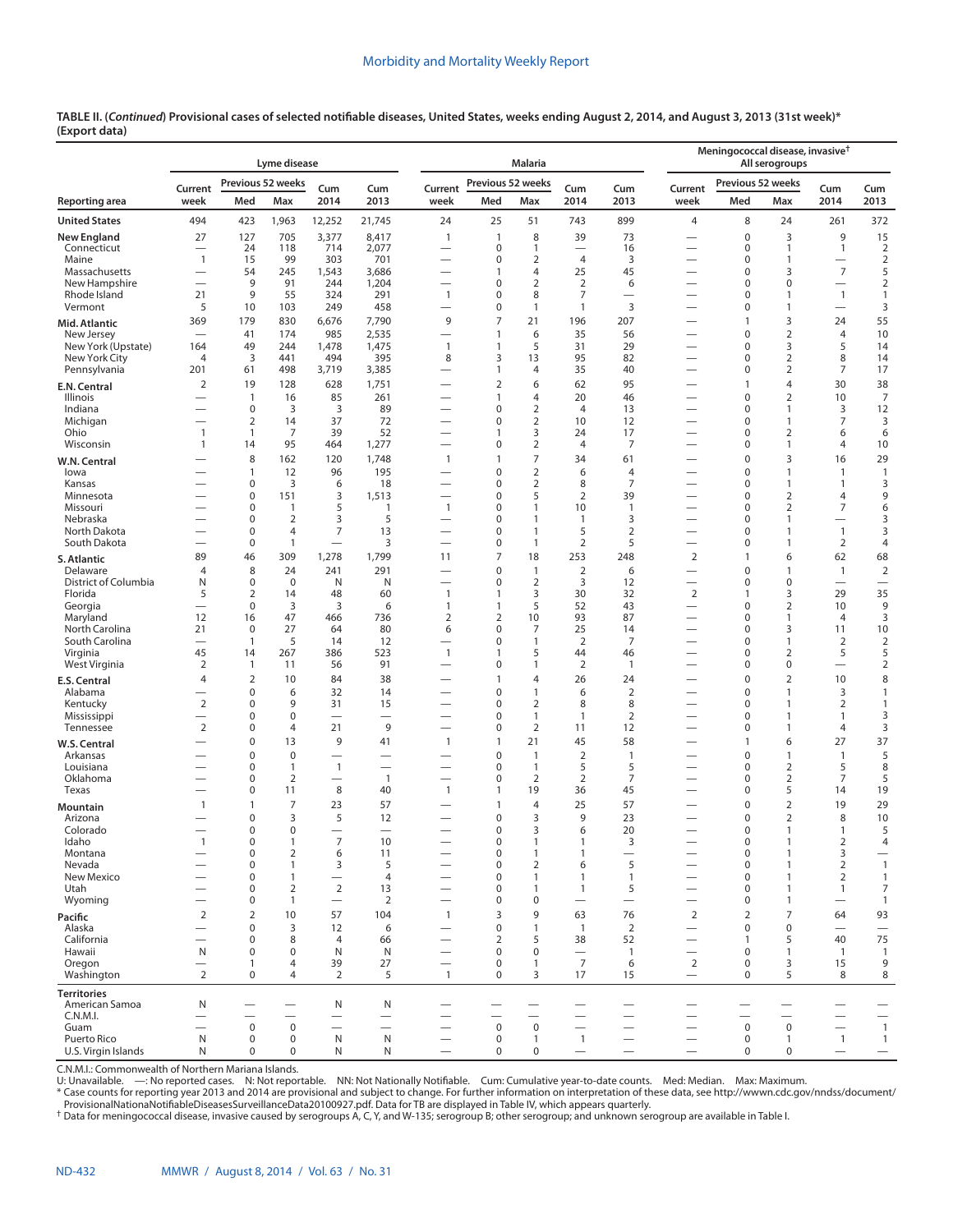**TABLE II. (*Continued*) Provisional cases of selected notifiable diseases, United States, weeks ending August 2, 2014, and August 3, 2013 (31st week)* (Export data)**

| | Lyme disease | | | | | Malaria | | | | | Meningococcal disease, invasive† All serogroups | | | | |
|---|---|---|---|---|---|---|---|---|---|---|---|---|---|---|---|
| | Current week | Previous 52 weeks | | Cum 2014 | Cum 2013 | Current week | Previous 52 weeks | | Cum 2014 | Cum 2013 | Current week | Previous 52 weeks | | Cum 2014 | Cum 2013 |
| Reporting area | | Med | Max | | | | Med | Max | | | | Med | Max | | |
| **United States** | 494 | 423 | 1,963 | 12,252 | 21,745 | 24 | 25 | 51 | 743 | 899 | 4 | 8 | 24 | 261 | 372 |
| **New England** | 27 | 127 | 705 | 3,377 | 8,417 | 1 | 1 | 8 | 39 | 73 | — | 0 | 3 | 9 | 15 |
| Connecticut | — | 24 | 118 | 714 | 2,077 | — | 0 | 1 | — | 16 | — | 0 | 1 | 1 | 2 |
| Maine | 1 | 15 | 99 | 303 | 701 | — | 0 | 2 | 4 | 3 | — | 0 | 1 | — | 2 |
| Massachusetts | — | 54 | 245 | 1,543 | 3,686 | — | 1 | 4 | 25 | 45 | — | 0 | 3 | 7 | 5 |
| New Hampshire | — | 9 | 91 | 244 | 1,204 | — | 0 | 2 | 2 | 6 | — | 0 | 0 | — | 2 |
| Rhode Island | 21 | 9 | 55 | 324 | 291 | 1 | 0 | 8 | 7 | — | — | 0 | 1 | 1 | 1 |
| Vermont | 5 | 10 | 103 | 249 | 458 | — | 0 | 1 | 1 | 3 | — | 0 | 1 | — | 3 |
| **Mid. Atlantic** | 369 | 179 | 830 | 6,676 | 7,790 | 9 | 7 | 21 | 196 | 207 | — | 1 | 3 | 24 | 55 |
| New Jersey | — | 41 | 174 | 985 | 2,535 | — | 1 | 6 | 35 | 56 | — | 0 | 2 | 4 | 10 |
| New York (Upstate) | 164 | 49 | 244 | 1,478 | 1,475 | 1 | 1 | 5 | 31 | 29 | — | 0 | 3 | 5 | 14 |
| New York City | 4 | 3 | 441 | 494 | 395 | 8 | 3 | 13 | 95 | 82 | — | 0 | 2 | 8 | 14 |
| Pennsylvania | 201 | 61 | 498 | 3,719 | 3,385 | — | 1 | 4 | 35 | 40 | — | 0 | 2 | 7 | 17 |
| **E.N. Central** | 2 | 19 | 128 | 628 | 1,751 | — | 2 | 6 | 62 | 95 | — | 1 | 4 | 30 | 38 |
| Illinois | — | 1 | 16 | 85 | 261 | — | 1 | 4 | 20 | 46 | — | 0 | 2 | 10 | 7 |
| Indiana | — | 0 | 3 | 3 | 89 | — | 0 | 2 | 4 | 13 | — | 0 | 1 | 3 | 12 |
| Michigan | — | 2 | 14 | 37 | 72 | — | 0 | 2 | 10 | 12 | — | 0 | 1 | 7 | 3 |
| Ohio | 1 | 1 | 7 | 39 | 52 | — | 1 | 3 | 24 | 17 | — | 0 | 2 | 6 | 6 |
| Wisconsin | 1 | 14 | 95 | 464 | 1,277 | — | 0 | 2 | 4 | 7 | — | 0 | 1 | 4 | 10 |
| **W.N. Central** | — | 8 | 162 | 120 | 1,748 | 1 | 1 | 7 | 34 | 61 | — | 0 | 3 | 16 | 29 |
| Iowa | — | 1 | 12 | 96 | 195 | — | 0 | 2 | 6 | 4 | — | 0 | 1 | 1 | 1 |
| Kansas | — | 0 | 3 | 6 | 18 | — | 0 | 2 | 8 | 7 | — | 0 | 1 | 1 | 3 |
| Minnesota | — | 0 | 151 | 3 | 1,513 | — | 0 | 5 | 2 | 39 | — | 0 | 2 | 4 | 9 |
| Missouri | — | 0 | 1 | 5 | 1 | 1 | 0 | 1 | 10 | 1 | — | 0 | 2 | 7 | 6 |
| Nebraska | — | 0 | 2 | 3 | 5 | — | 0 | 1 | 1 | 3 | — | 0 | 1 | — | 3 |
| North Dakota | — | 0 | 4 | 7 | 13 | — | 0 | 1 | 5 | 2 | — | 0 | 1 | 1 | 3 |
| South Dakota | — | 0 | 1 | — | 3 | — | 0 | 1 | 2 | 5 | — | 0 | 1 | 2 | 4 |
| **S. Atlantic** | 89 | 46 | 309 | 1,278 | 1,799 | 11 | 7 | 18 | 253 | 248 | 2 | 1 | 6 | 62 | 68 |
| Delaware | 4 | 8 | 24 | 241 | 291 | — | 0 | 1 | 2 | 6 | — | 0 | 1 | 1 | 2 |
| District of Columbia | N | 0 | 0 | N | N | — | 0 | 2 | 3 | 12 | — | 0 | 0 | — | — |
| Florida | 5 | 2 | 14 | 48 | 60 | 1 | 1 | 3 | 30 | 32 | 2 | 1 | 3 | 29 | 35 |
| Georgia | — | 0 | 3 | 3 | 6 | 1 | 1 | 5 | 52 | 43 | — | 0 | 2 | 10 | 9 |
| Maryland | 12 | 16 | 47 | 466 | 736 | 2 | 2 | 10 | 93 | 87 | — | 0 | 1 | 4 | 3 |
| North Carolina | 21 | 0 | 27 | 64 | 80 | 6 | 0 | 7 | 25 | 14 | — | 0 | 3 | 11 | 10 |
| South Carolina | — | 1 | 5 | 14 | 12 | — | 0 | 1 | 2 | 7 | — | 0 | 1 | 2 | 2 |
| Virginia | 45 | 14 | 267 | 386 | 523 | 1 | 1 | 5 | 44 | 46 | — | 0 | 2 | 5 | 5 |
| West Virginia | 2 | 1 | 11 | 56 | 91 | — | 0 | 1 | 2 | 1 | — | 0 | 0 | — | 2 |
| **E.S. Central** | 4 | 2 | 10 | 84 | 38 | — | 1 | 4 | 26 | 24 | — | 0 | 2 | 10 | 8 |
| Alabama | — | 0 | 6 | 32 | 14 | — | 0 | 1 | 6 | 2 | — | 0 | 1 | 3 | 1 |
| Kentucky | 2 | 0 | 9 | 31 | 15 | — | 0 | 2 | 8 | 8 | — | 0 | 1 | 2 | 1 |
| Mississippi | — | 0 | 0 | — | — | — | 0 | 1 | 1 | 2 | — | 0 | 1 | 1 | 3 |
| Tennessee | 2 | 0 | 4 | 21 | 9 | — | 0 | 2 | 11 | 12 | — | 0 | 1 | 4 | 3 |
| **W.S. Central** | — | 0 | 13 | 9 | 41 | 1 | 1 | 21 | 45 | 58 | — | 1 | 6 | 27 | 37 |
| Arkansas | — | 0 | 0 | — | — | — | 0 | 1 | 2 | 1 | — | 0 | 1 | 1 | 5 |
| Louisiana | — | 0 | 1 | 1 | — | — | 0 | 1 | 5 | 5 | — | 0 | 2 | 5 | 8 |
| Oklahoma | — | 0 | 2 | — | 1 | — | 0 | 2 | 2 | 7 | — | 0 | 2 | 7 | 5 |
| Texas | — | 0 | 11 | 8 | 40 | 1 | 1 | 19 | 36 | 45 | — | 0 | 5 | 14 | 19 |
| **Mountain** | 1 | 1 | 7 | 23 | 57 | — | 1 | 4 | 25 | 57 | — | 0 | 2 | 19 | 29 |
| Arizona | — | 0 | 3 | 5 | 12 | — | 0 | 3 | 9 | 23 | — | 0 | 2 | 8 | 10 |
| Colorado | — | 0 | 0 | — | — | — | 0 | 3 | 6 | 20 | — | 0 | 1 | 1 | 5 |
| Idaho | 1 | 0 | 1 | 7 | 10 | — | 0 | 1 | 1 | 3 | — | 0 | 1 | 2 | 4 |
| Montana | — | 0 | 2 | 6 | 11 | — | 0 | 1 | 1 | — | — | 0 | 1 | 3 | — |
| Nevada | — | 0 | 1 | 3 | 5 | — | 0 | 2 | 6 | 5 | — | 0 | 1 | 2 | 1 |
| New Mexico | — | 0 | 1 | — | 4 | — | 0 | 1 | 1 | 1 | — | 0 | 1 | 2 | 1 |
| Utah | — | 0 | 2 | 2 | 13 | — | 0 | 1 | 1 | 5 | — | 0 | 1 | 1 | 7 |
| Wyoming | — | 0 | 1 | — | 2 | — | 0 | 0 | — | — | — | 0 | 1 | — | 1 |
| **Pacific** | 2 | 2 | 10 | 57 | 104 | 1 | 3 | 9 | 63 | 76 | 2 | 2 | 7 | 64 | 93 |
| Alaska | — | 0 | 3 | 12 | 6 | — | 0 | 1 | 1 | 2 | — | 0 | 0 | — | — |
| California | — | 0 | 8 | 4 | 66 | — | 2 | 5 | 38 | 52 | — | 1 | 5 | 40 | 75 |
| Hawaii | N | 0 | 0 | N | N | — | 0 | 0 | — | 1 | — | 0 | 1 | 1 | 1 |
| Oregon | — | 1 | 4 | 39 | 27 | — | 0 | 1 | 7 | 6 | 2 | 0 | 3 | 15 | 9 |
| Washington | 2 | 0 | 4 | 2 | 5 | 1 | 0 | 3 | 17 | 15 | — | 0 | 5 | 8 | 8 |
| **Territories** | | | | | | | | | | | | | | | |
| American Samoa | N | — | — | N | N | — | — | — | — | — | — | — | — | — | — |
| C.N.M.I. | — | — | — | — | — | — | — | — | — | — | — | — | — | — | — |
| Guam | — | 0 | 0 | — | — | — | 0 | 0 | — | — | — | 0 | 0 | — | 1 |
| Puerto Rico | N | 0 | 0 | N | N | — | 0 | 1 | 1 | — | — | 0 | 1 | 1 | 1 |
| U.S. Virgin Islands | N | 0 | 0 | N | N | — | 0 | 0 | — | — | — | 0 | 0 | — | — |

C.N.M.I.: Commonwealth of Northern Mariana Islands.
U: Unavailable. —: No reported cases. N: Not reportable. NN: Not Nationally Notifiable. Cum: Cumulative year-to-date counts. Med: Median. Max: Maximum.
\* Case counts for reporting year 2013 and 2014 are provisional and subject to change. For further information on interpretation of these data, see http://wwwn.cdc.gov/nndss/document/ProvisionalNationaNotifiableDiseasesSurveillanceData20100927.pdf. Data for TB are displayed in Table IV, which appears quarterly.
† Data for meningococcal disease, invasive caused by serogroups A, C, Y, and W-135; serogroup B; other serogroup; and unknown serogroup are available in Table I.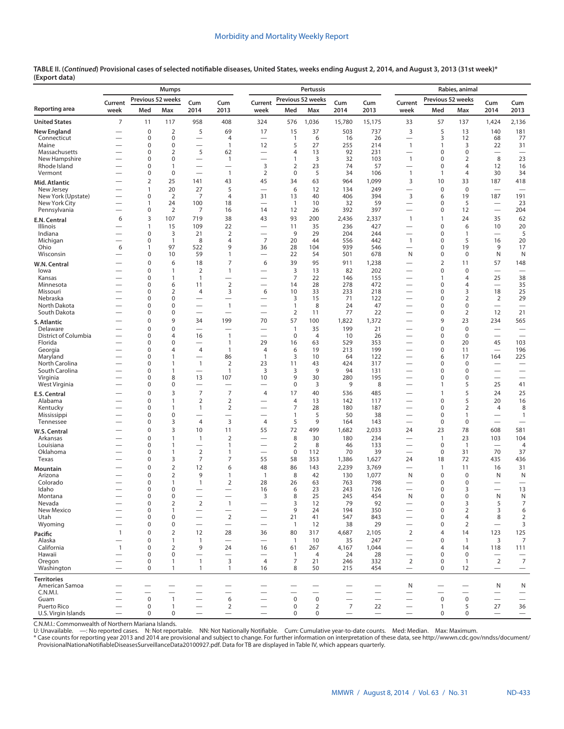**TABLE II. (*Continued*) Provisional cases of selected notifiable diseases, United States, weeks ending August 2, 2014, and August 3, 2013 (31st week)* (Export data)**

| Reporting area | Mumps | | | | | Pertussis | | | | | Rabies, animal | | | | |
|---|---|---|---|---|---|---|---|---|---|---|---|---|---|---|---|
| | Current week | Previous 52 weeks Med | Previous 52 weeks Max | Cum 2014 | Cum 2013 | Current week | Previous 52 weeks Med | Previous 52 weeks Max | Cum 2014 | Cum 2013 | Current week | Previous 52 weeks Med | Previous 52 weeks Max | Cum 2014 | Cum 2013 |
| **United States** | 7 | 11 | 117 | 958 | 408 | 324 | 576 | 1,036 | 15,780 | 15,175 | 33 | 57 | 137 | 1,424 | 2,136 |
| **New England** | — | 0 | 2 | 5 | 69 | 17 | 15 | 37 | 503 | 737 | 3 | 5 | 13 | 140 | 181 |
| Connecticut | — | 0 | 0 | — | 4 | — | 1 | 6 | 16 | 26 | — | 3 | 12 | 68 | 77 |
| Maine | — | 0 | 0 | — | 1 | 12 | 5 | 27 | 255 | 214 | 1 | 1 | 3 | 22 | 31 |
| Massachusetts | — | 0 | 2 | 5 | 62 | — | 4 | 13 | 92 | 231 | — | 0 | 0 | — | — |
| New Hampshire | — | 0 | 0 | — | 1 | — | 1 | 3 | 32 | 103 | 1 | 0 | 2 | 8 | 23 |
| Rhode Island | — | 0 | 1 | — | — | 3 | 2 | 23 | 74 | 57 | — | 0 | 4 | 12 | 16 |
| Vermont | — | 0 | 0 | — | 1 | 2 | 0 | 5 | 34 | 106 | 1 | 1 | 4 | 30 | 34 |
| **Mid. Atlantic** | — | 2 | 25 | 141 | 43 | 45 | 34 | 63 | 964 | 1,099 | 3 | 10 | 33 | 187 | 418 |
| New Jersey | — | 1 | 20 | 27 | 5 | — | 6 | 12 | 134 | 249 | — | 0 | 0 | — | — |
| New York (Upstate) | — | 0 | 2 | 7 | 4 | 31 | 13 | 40 | 406 | 394 | 3 | 6 | 19 | 187 | 191 |
| New York City | — | 1 | 24 | 100 | 18 | — | 1 | 10 | 32 | 59 | — | 0 | 5 | — | 23 |
| Pennsylvania | — | 0 | 2 | 7 | 16 | 14 | 12 | 26 | 392 | 397 | — | 0 | 12 | — | 204 |
| **E.N. Central** | 6 | 3 | 107 | 719 | 38 | 43 | 93 | 200 | 2,436 | 2,337 | 1 | 1 | 24 | 35 | 62 |
| Illinois | — | 1 | 15 | 109 | 22 | — | 11 | 35 | 236 | 427 | — | 0 | 6 | 10 | 20 |
| Indiana | — | 0 | 3 | 21 | 2 | — | 9 | 29 | 204 | 244 | — | 0 | 1 | — | 5 |
| Michigan | — | 0 | 1 | 8 | 4 | 7 | 20 | 44 | 556 | 442 | 1 | 0 | 5 | 16 | 20 |
| Ohio | 6 | 1 | 97 | 522 | 9 | 36 | 28 | 104 | 939 | 546 | — | 0 | 19 | 9 | 17 |
| Wisconsin | — | 0 | 10 | 59 | 1 | — | 22 | 54 | 501 | 678 | N | 0 | 0 | N | N |
| **W.N. Central** | — | 0 | 6 | 18 | 7 | 6 | 39 | 95 | 911 | 1,238 | — | 2 | 11 | 57 | 148 |
| Iowa | — | 0 | 1 | 2 | 1 | — | 3 | 13 | 82 | 202 | — | 0 | 0 | — | — |
| Kansas | — | 0 | 1 | 1 | — | — | 7 | 22 | 146 | 155 | — | 1 | 4 | 25 | 38 |
| Minnesota | — | 0 | 6 | 11 | 2 | — | 14 | 28 | 278 | 472 | — | 0 | 4 | — | 35 |
| Missouri | — | 0 | 2 | 4 | 3 | 6 | 10 | 33 | 233 | 218 | — | 0 | 3 | 18 | 25 |
| Nebraska | — | 0 | 0 | — | — | — | 3 | 15 | 71 | 122 | — | 0 | 2 | 2 | 29 |
| North Dakota | — | 0 | 0 | — | 1 | — | 1 | 8 | 24 | 47 | — | 0 | 0 | — | — |
| South Dakota | — | 0 | 0 | — | — | — | 2 | 11 | 77 | 22 | — | 0 | 2 | 12 | 21 |
| **S. Atlantic** | — | 0 | 9 | 34 | 199 | 70 | 57 | 100 | 1,822 | 1,372 | — | 9 | 23 | 234 | 565 |
| Delaware | — | 0 | 0 | — | — | — | 1 | 35 | 199 | 21 | — | 0 | 0 | — | — |
| District of Columbia | — | 0 | 4 | 16 | 1 | — | 0 | 4 | 10 | 26 | — | 0 | 0 | — | — |
| Florida | — | 0 | 0 | — | 1 | 29 | 16 | 63 | 529 | 353 | — | 0 | 20 | 45 | 103 |
| Georgia | — | 0 | 4 | 4 | 1 | 4 | 6 | 19 | 213 | 199 | — | 0 | 11 | — | 196 |
| Maryland | — | 0 | 1 | — | 86 | 1 | 3 | 10 | 64 | 122 | — | 6 | 17 | 164 | 225 |
| North Carolina | — | 0 | 1 | 1 | 2 | 23 | 11 | 43 | 424 | 317 | — | 0 | 0 | — | — |
| South Carolina | — | 0 | 1 | — | 1 | 3 | 3 | 9 | 94 | 131 | — | 0 | 0 | — | — |
| Virginia | — | 0 | 8 | 13 | 107 | 10 | 9 | 30 | 280 | 195 | — | 0 | 0 | — | — |
| West Virginia | — | 0 | 0 | — | — | — | 0 | 3 | 9 | 8 | — | 1 | 5 | 25 | 41 |
| **E.S. Central** | — | 0 | 3 | 7 | 7 | 4 | 17 | 40 | 536 | 485 | — | 1 | 5 | 24 | 25 |
| Alabama | — | 0 | 1 | 2 | 2 | — | 4 | 13 | 142 | 117 | — | 0 | 5 | 20 | 16 |
| Kentucky | — | 0 | 1 | 1 | 2 | — | 7 | 28 | 180 | 187 | — | 0 | 2 | 4 | 8 |
| Mississippi | — | 0 | 0 | — | — | — | 1 | 5 | 50 | 38 | — | 0 | 1 | — | 1 |
| Tennessee | — | 0 | 3 | 4 | 3 | 4 | 5 | 9 | 164 | 143 | — | 0 | 0 | — | — |
| **W.S. Central** | — | 0 | 3 | 10 | 11 | 55 | 72 | 499 | 1,682 | 2,033 | 24 | 23 | 78 | 608 | 581 |
| Arkansas | — | 0 | 1 | 1 | 2 | — | 8 | 30 | 180 | 234 | — | 1 | 23 | 103 | 104 |
| Louisiana | — | 0 | 1 | — | 1 | — | 2 | 8 | 46 | 133 | — | 0 | 1 | — | 4 |
| Oklahoma | — | 0 | 1 | 2 | 1 | — | 0 | 112 | 70 | 39 | — | 0 | 31 | 70 | 37 |
| Texas | — | 0 | 3 | 7 | 7 | 55 | 58 | 353 | 1,386 | 1,627 | 24 | 18 | 72 | 435 | 436 |
| **Mountain** | — | 0 | 2 | 12 | 6 | 48 | 86 | 143 | 2,239 | 3,769 | — | 1 | 11 | 16 | 31 |
| Arizona | — | 0 | 2 | 9 | 1 | 1 | 8 | 42 | 130 | 1,077 | N | 0 | 0 | N | N |
| Colorado | — | 0 | 1 | 1 | 2 | 28 | 26 | 63 | 763 | 798 | — | 0 | 0 | — | — |
| Idaho | — | 0 | 0 | — | — | 16 | 6 | 23 | 243 | 126 | — | 0 | 3 | — | 13 |
| Montana | — | 0 | 0 | — | — | 3 | 8 | 25 | 245 | 454 | N | 0 | 0 | N | N |
| Nevada | — | 0 | 2 | 2 | 1 | — | 3 | 12 | 79 | 92 | — | 0 | 3 | 5 | 7 |
| New Mexico | — | 0 | 1 | — | — | — | 9 | 24 | 194 | 350 | — | 0 | 2 | 3 | 6 |
| Utah | — | 0 | 0 | — | 2 | — | 21 | 41 | 547 | 843 | — | 0 | 4 | 8 | 2 |
| Wyoming | — | 0 | 0 | — | — | — | 1 | 12 | 38 | 29 | — | 0 | 2 | — | 3 |
| **Pacific** | 1 | 0 | 2 | 12 | 28 | 36 | 80 | 317 | 4,687 | 2,105 | 2 | 4 | 14 | 123 | 125 |
| Alaska | — | 0 | 1 | 1 | — | — | 1 | 10 | 35 | 247 | — | 0 | 1 | 3 | 7 |
| California | 1 | 0 | 2 | 9 | 24 | 16 | 61 | 267 | 4,167 | 1,044 | — | 4 | 14 | 118 | 111 |
| Hawaii | — | 0 | 0 | — | — | — | 1 | 4 | 24 | 28 | — | 0 | 0 | — | — |
| Oregon | — | 0 | 1 | 1 | 3 | 4 | 7 | 21 | 246 | 332 | 2 | 0 | 1 | 2 | 7 |
| Washington | — | 0 | 1 | 1 | 1 | 16 | 8 | 50 | 215 | 454 | — | 0 | 12 | — | — |
| **Territories** | | | | | | | | | | | | | | | |
| American Samoa | — | — | — | — | — | — | — | — | — | — | N | — | — | N | N |
| C.N.M.I. | — | — | — | — | — | — | — | — | — | — | — | — | — | — | — |
| Guam | — | 0 | 1 | — | 6 | — | 0 | 0 | — | — | — | 0 | 0 | — | — |
| Puerto Rico | — | 0 | 1 | — | 2 | — | 0 | 2 | 7 | 22 | — | 1 | 5 | 27 | 36 |
| U.S. Virgin Islands | — | 0 | 0 | — | — | — | 0 | 0 | — | — | — | 0 | 0 | — | — |

C.N.M.I.: Commonwealth of Northern Mariana Islands.
U: Unavailable. —: No reported cases. N: Not reportable. NN: Not Nationally Notifiable. Cum: Cumulative year-to-date counts. Med: Median. Max: Maximum.
* Case counts for reporting year 2013 and 2014 are provisional and subject to change. For further information on interpretation of these data, see http://wwwn.cdc.gov/nndss/document/ProvisionalNationaNotifiableDiseasesSurveillanceData20100927.pdf. Data for TB are displayed in Table IV, which appears quarterly.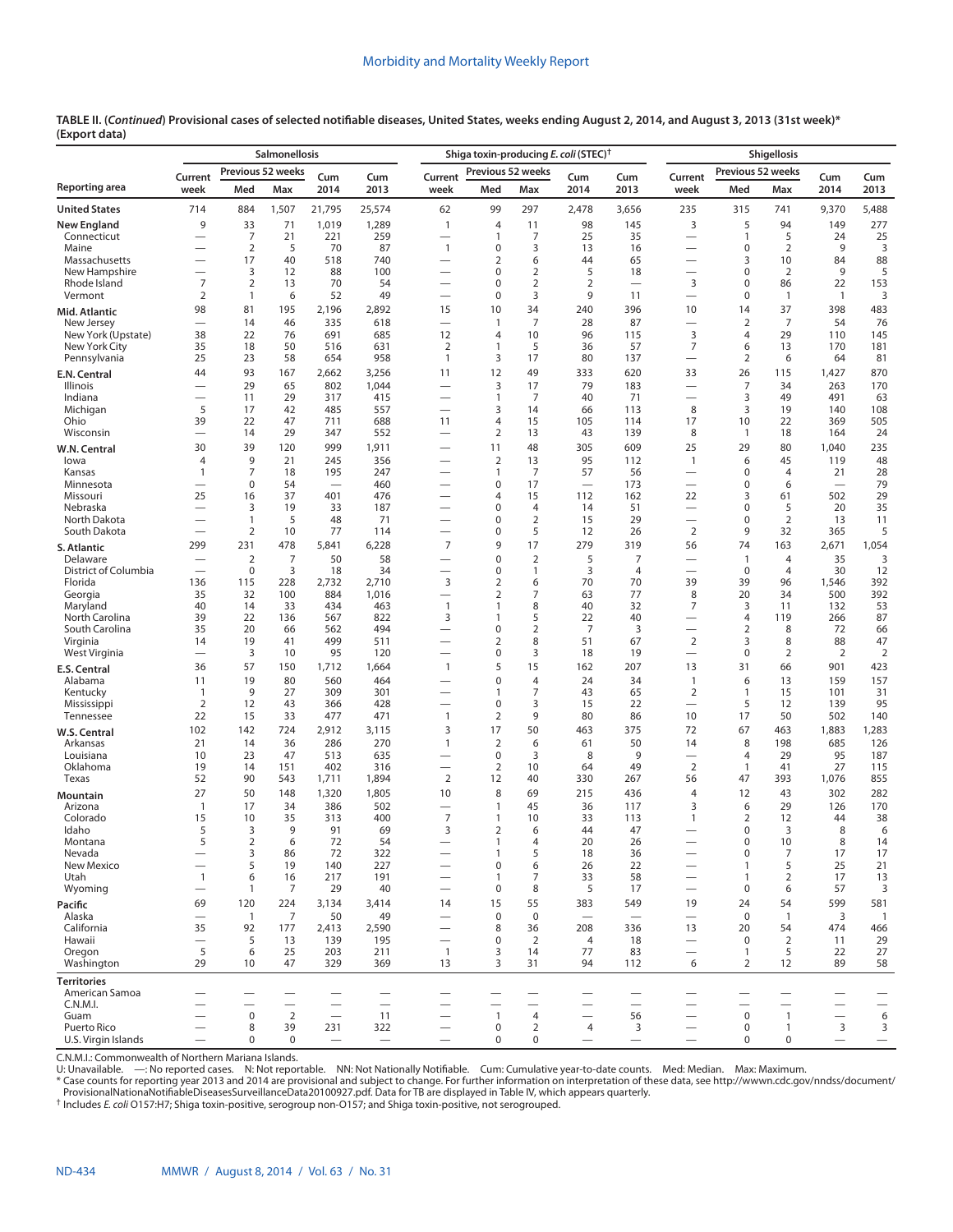**TABLE II. (*Continued*) Provisional cases of selected notifiable diseases, United States, weeks ending August 2, 2014, and August 3, 2013 (31st week)\* (Export data)**

| Reporting area | Salmonellosis | | | | | Shiga toxin-producing *E. coli* (STEC)† | | | | | Shigellosis | | | | |
|---|---|---|---|---|---|---|---|---|---|---|---|---|---|---|---|
| | Current week | Previous 52 weeks Med | Previous 52 weeks Max | Cum 2014 | Cum 2013 | Current week | Previous 52 weeks Med | Previous 52 weeks Max | Cum 2014 | Cum 2013 | Current week | Previous 52 weeks Med | Previous 52 weeks Max | Cum 2014 | Cum 2013 |
| **United States** | 714 | 884 | 1,507 | 21,795 | 25,574 | 62 | 99 | 297 | 2,478 | 3,656 | 235 | 315 | 741 | 9,370 | 5,488 |
| **New England** | 9 | 33 | 71 | 1,019 | 1,289 | 1 | 4 | 11 | 98 | 145 | 3 | 5 | 94 | 149 | 277 |
| Connecticut | — | 7 | 21 | 221 | 259 | — | 1 | 7 | 25 | 35 | — | 1 | 5 | 24 | 25 |
| Maine | — | 2 | 5 | 70 | 87 | 1 | 0 | 3 | 13 | 16 | — | 0 | 2 | 9 | 3 |
| Massachusetts | — | 17 | 40 | 518 | 740 | — | 2 | 6 | 44 | 65 | — | 3 | 10 | 84 | 88 |
| New Hampshire | — | 3 | 12 | 88 | 100 | — | 0 | 2 | 5 | 18 | — | 0 | 2 | 9 | 5 |
| Rhode Island | 7 | 2 | 13 | 70 | 54 | — | 0 | 2 | 2 | — | 3 | 0 | 86 | 22 | 153 |
| Vermont | 2 | 1 | 6 | 52 | 49 | — | 0 | 3 | 9 | 11 | — | 0 | 1 | 1 | 3 |
| **Mid. Atlantic** | 98 | 81 | 195 | 2,196 | 2,892 | 15 | 10 | 34 | 240 | 396 | 10 | 14 | 37 | 398 | 483 |
| New Jersey | — | 14 | 46 | 335 | 618 | — | 1 | 7 | 28 | 87 | — | 2 | 7 | 54 | 76 |
| New York (Upstate) | 38 | 22 | 76 | 691 | 685 | 12 | 4 | 10 | 96 | 115 | 3 | 4 | 29 | 110 | 145 |
| New York City | 35 | 18 | 50 | 516 | 631 | 2 | 1 | 5 | 36 | 57 | 7 | 6 | 13 | 170 | 181 |
| Pennsylvania | 25 | 23 | 58 | 654 | 958 | 1 | 3 | 17 | 80 | 137 | — | 2 | 6 | 64 | 81 |
| **E.N. Central** | 44 | 93 | 167 | 2,662 | 3,256 | 11 | 12 | 49 | 333 | 620 | 33 | 26 | 115 | 1,427 | 870 |
| Illinois | — | 29 | 65 | 802 | 1,044 | — | 3 | 17 | 79 | 183 | — | 7 | 34 | 263 | 170 |
| Indiana | — | 11 | 29 | 317 | 415 | — | 1 | 7 | 40 | 71 | — | 3 | 49 | 491 | 63 |
| Michigan | 5 | 17 | 42 | 485 | 557 | — | 3 | 14 | 66 | 113 | 8 | 3 | 19 | 140 | 108 |
| Ohio | 39 | 22 | 47 | 711 | 688 | 11 | 4 | 15 | 105 | 114 | 17 | 10 | 22 | 369 | 505 |
| Wisconsin | — | 14 | 29 | 347 | 552 | — | 2 | 13 | 43 | 139 | 8 | 1 | 18 | 164 | 24 |
| **W.N. Central** | 30 | 39 | 120 | 999 | 1,911 | — | 11 | 48 | 305 | 609 | 25 | 29 | 80 | 1,040 | 235 |
| Iowa | 4 | 9 | 21 | 245 | 356 | — | 2 | 13 | 95 | 112 | 1 | 6 | 45 | 119 | 48 |
| Kansas | 1 | 7 | 18 | 195 | 247 | — | 1 | 7 | 57 | 56 | — | 0 | 4 | 21 | 28 |
| Minnesota | — | 0 | 54 | — | 460 | — | 0 | 17 | — | 173 | — | 0 | 6 | — | 79 |
| Missouri | 25 | 16 | 37 | 401 | 476 | — | 4 | 15 | 112 | 162 | 22 | 3 | 61 | 502 | 29 |
| Nebraska | — | 3 | 19 | 33 | 187 | — | 0 | 4 | 14 | 51 | — | 0 | 5 | 20 | 35 |
| North Dakota | — | 1 | 5 | 48 | 71 | — | 0 | 2 | 15 | 29 | — | 0 | 2 | 13 | 11 |
| South Dakota | — | 2 | 10 | 77 | 114 | — | 0 | 5 | 12 | 26 | 2 | 9 | 32 | 365 | 5 |
| **S. Atlantic** | 299 | 231 | 478 | 5,841 | 6,228 | 7 | 9 | 17 | 279 | 319 | 56 | 74 | 163 | 2,671 | 1,054 |
| Delaware | — | 2 | 7 | 50 | 58 | — | 0 | 2 | 5 | 7 | — | 1 | 4 | 35 | 3 |
| District of Columbia | — | 0 | 3 | 18 | 34 | — | 0 | 1 | 3 | 4 | — | 0 | 4 | 30 | 12 |
| Florida | 136 | 115 | 228 | 2,732 | 2,710 | 3 | 2 | 6 | 70 | 70 | 39 | 39 | 96 | 1,546 | 392 |
| Georgia | 35 | 32 | 100 | 884 | 1,016 | — | 2 | 7 | 63 | 77 | 8 | 20 | 34 | 500 | 392 |
| Maryland | 40 | 14 | 33 | 434 | 463 | 1 | 1 | 8 | 40 | 32 | 7 | 3 | 11 | 132 | 53 |
| North Carolina | 39 | 22 | 136 | 567 | 822 | 3 | 1 | 5 | 22 | 40 | — | 4 | 119 | 266 | 87 |
| South Carolina | 35 | 20 | 66 | 562 | 494 | — | 0 | 2 | 7 | 3 | — | 2 | 8 | 72 | 66 |
| Virginia | 14 | 19 | 41 | 499 | 511 | — | 2 | 8 | 51 | 67 | 2 | 3 | 8 | 88 | 47 |
| West Virginia | — | 3 | 10 | 95 | 120 | — | 0 | 3 | 18 | 19 | — | 0 | 2 | 2 | 2 |
| **E.S. Central** | 36 | 57 | 150 | 1,712 | 1,664 | 1 | 5 | 15 | 162 | 207 | 13 | 31 | 66 | 901 | 423 |
| Alabama | 11 | 19 | 80 | 560 | 464 | — | 0 | 4 | 24 | 34 | 1 | 6 | 13 | 159 | 157 |
| Kentucky | 1 | 9 | 27 | 309 | 301 | — | 1 | 7 | 43 | 65 | 2 | 1 | 15 | 101 | 31 |
| Mississippi | 2 | 12 | 43 | 366 | 428 | — | 0 | 3 | 15 | 22 | — | 5 | 12 | 139 | 95 |
| Tennessee | 22 | 15 | 33 | 477 | 471 | 1 | 2 | 9 | 80 | 86 | 10 | 17 | 50 | 502 | 140 |
| **W.S. Central** | 102 | 142 | 724 | 2,912 | 3,115 | 3 | 17 | 50 | 463 | 375 | 72 | 67 | 463 | 1,883 | 1,283 |
| Arkansas | 21 | 14 | 36 | 286 | 270 | 1 | 2 | 6 | 61 | 50 | 14 | 8 | 198 | 685 | 126 |
| Louisiana | 10 | 23 | 47 | 513 | 635 | — | 0 | 3 | 8 | 9 | — | 4 | 29 | 95 | 187 |
| Oklahoma | 19 | 14 | 151 | 402 | 316 | — | 2 | 10 | 64 | 49 | 2 | 1 | 41 | 27 | 115 |
| Texas | 52 | 90 | 543 | 1,711 | 1,894 | 2 | 12 | 40 | 330 | 267 | 56 | 47 | 393 | 1,076 | 855 |
| **Mountain** | 27 | 50 | 148 | 1,320 | 1,805 | 10 | 8 | 69 | 215 | 436 | 4 | 12 | 43 | 302 | 282 |
| Arizona | 1 | 17 | 34 | 386 | 502 | — | 1 | 45 | 36 | 117 | 3 | 6 | 29 | 126 | 170 |
| Colorado | 15 | 10 | 35 | 313 | 400 | 7 | 1 | 10 | 33 | 113 | 1 | 2 | 12 | 44 | 38 |
| Idaho | 5 | 3 | 9 | 91 | 69 | 3 | 2 | 6 | 44 | 47 | — | 0 | 3 | 8 | 6 |
| Montana | 5 | 2 | 6 | 72 | 54 | — | 1 | 4 | 20 | 26 | — | 0 | 10 | 8 | 14 |
| Nevada | — | 3 | 86 | 72 | 322 | — | 1 | 5 | 18 | 36 | — | 0 | 7 | 17 | 17 |
| New Mexico | — | 5 | 19 | 140 | 227 | — | 0 | 6 | 26 | 22 | — | 1 | 5 | 25 | 21 |
| Utah | 1 | 6 | 16 | 217 | 191 | — | 1 | 7 | 33 | 58 | — | 1 | 2 | 17 | 13 |
| Wyoming | — | 1 | 7 | 29 | 40 | — | 0 | 8 | 5 | 17 | — | 0 | 6 | 57 | 3 |
| **Pacific** | 69 | 120 | 224 | 3,134 | 3,414 | 14 | 15 | 55 | 383 | 549 | 19 | 24 | 54 | 599 | 581 |
| Alaska | — | 1 | 7 | 50 | 49 | — | 0 | 0 | — | — | — | 0 | 1 | 3 | 1 |
| California | 35 | 92 | 177 | 2,413 | 2,590 | — | 8 | 36 | 208 | 336 | 13 | 20 | 54 | 474 | 466 |
| Hawaii | — | 5 | 13 | 139 | 195 | — | 0 | 2 | 4 | 18 | — | 0 | 2 | 11 | 29 |
| Oregon | 5 | 6 | 25 | 203 | 211 | 1 | 3 | 14 | 77 | 83 | — | 1 | 5 | 22 | 27 |
| Washington | 29 | 10 | 47 | 329 | 369 | 13 | 3 | 31 | 94 | 112 | 6 | 2 | 12 | 89 | 58 |
| **Territories** | | | | | | | | | | | | | | | |
| American Samoa | — | — | — | — | — | — | — | — | — | — | — | — | — | — | — |
| C.N.M.I. | — | — | — | — | — | — | — | — | — | — | — | — | — | — | — |
| Guam | — | 0 | 2 | — | 11 | — | 1 | 4 | — | 56 | — | 0 | 1 | — | 6 |
| Puerto Rico | — | 8 | 39 | 231 | 322 | — | 0 | 2 | 4 | 3 | — | 0 | 1 | 3 | 3 |
| U.S. Virgin Islands | — | 0 | 0 | — | — | — | 0 | 0 | — | — | — | 0 | 0 | — | — |

C.N.M.I.: Commonwealth of Northern Mariana Islands.
U: Unavailable. —: No reported cases. N: Not reportable. NN: Not Nationally Notifiable. Cum: Cumulative year-to-date counts. Med: Median. Max: Maximum.
\* Case counts for reporting year 2013 and 2014 are provisional and subject to change. For further information on interpretation of these data, see http://wwwn.cdc.gov/nndss/document/ProvisionalNationaNotifiableDiseasesSurveillanceData20100927.pdf. Data for TB are displayed in Table IV, which appears quarterly.
† Includes *E. coli* O157:H7; Shiga toxin-positive, serogroup non-O157; and Shiga toxin-positive, not serogrouped.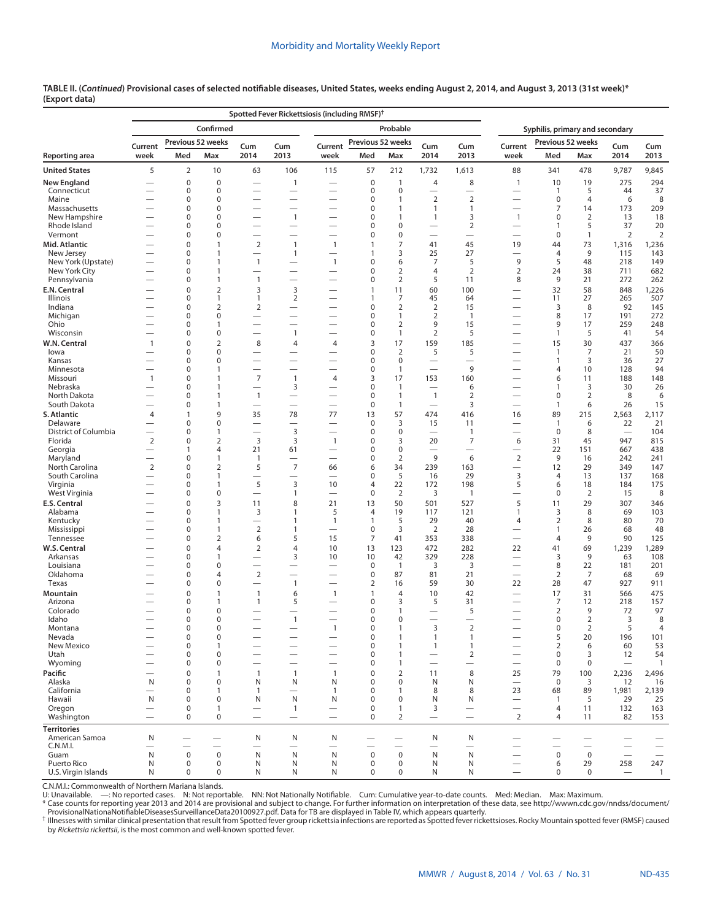**TABLE II. (*Continued*) Provisional cases of selected notifiable diseases, United States, weeks ending August 2, 2014, and August 3, 2013 (31st week)* (Export data)**

| Reporting area | Spotted Fever Rickettsiosis (including RMSF)† Confirmed Current week | Confirmed Previous 52 weeks Med | Confirmed Previous 52 weeks Max | Confirmed Cum 2014 | Confirmed Cum 2013 | Probable Current week | Probable Previous 52 weeks Med | Probable Previous 52 weeks Max | Probable Cum 2014 | Probable Cum 2013 | Syphilis, primary and secondary Current week | Syphilis Previous 52 weeks Med | Syphilis Previous 52 weeks Max | Syphilis Cum 2014 | Syphilis Cum 2013 |
|---|---|---|---|---|---|---|---|---|---|---|---|---|---|---|---|
| **United States** | 5 | 2 | 10 | 63 | 106 | 115 | 57 | 212 | 1,732 | 1,613 | 88 | 341 | 478 | 9,787 | 9,845 |
| **New England** | — | 0 | 0 | — | 1 | — | 0 | 1 | 4 | 8 | 1 | 10 | 19 | 275 | 294 |
| Connecticut | — | 0 | 0 | — | — | — | 0 | 0 | — | — | — | 1 | 5 | 44 | 37 |
| Maine | — | 0 | 0 | — | — | — | 0 | 1 | 2 | 2 | — | 0 | 4 | 6 | 8 |
| Massachusetts | — | 0 | 0 | — | — | — | 0 | 1 | 1 | 1 | — | 7 | 14 | 173 | 209 |
| New Hampshire | — | 0 | 0 | — | 1 | — | 0 | 1 | 1 | 3 | 1 | 0 | 2 | 13 | 18 |
| Rhode Island | — | 0 | 0 | — | — | — | 0 | 0 | — | 2 | — | 1 | 5 | 37 | 20 |
| Vermont | — | 0 | 0 | — | — | — | 0 | 0 | — | — | — | 0 | 1 | 2 | 2 |
| **Mid. Atlantic** | — | 0 | 1 | 2 | 1 | 1 | 1 | 7 | 41 | 45 | 19 | 44 | 73 | 1,316 | 1,236 |
| New Jersey | — | 0 | 1 | — | 1 | — | 1 | 3 | 25 | 27 | — | 4 | 9 | 115 | 143 |
| New York (Upstate) | — | 0 | 1 | 1 | — | 1 | 0 | 6 | 7 | 5 | 9 | 5 | 48 | 218 | 149 |
| New York City | — | 0 | 1 | — | — | — | 0 | 2 | 4 | 2 | 2 | 24 | 38 | 711 | 682 |
| Pennsylvania | — | 0 | 1 | 1 | — | — | 0 | 2 | 5 | 11 | 8 | 9 | 21 | 272 | 262 |
| **E.N. Central** | — | 0 | 2 | 3 | 3 | — | 1 | 11 | 60 | 100 | — | 32 | 58 | 848 | 1,226 |
| Illinois | — | 0 | 1 | 1 | 2 | — | 1 | 7 | 45 | 64 | — | 11 | 27 | 265 | 507 |
| Indiana | — | 0 | 2 | 2 | — | — | 0 | 2 | 2 | 15 | — | 3 | 8 | 92 | 145 |
| Michigan | — | 0 | 0 | — | — | — | 0 | 1 | 2 | 1 | — | 8 | 17 | 191 | 272 |
| Ohio | — | 0 | 1 | — | — | — | 0 | 2 | 9 | 15 | — | 9 | 17 | 259 | 248 |
| Wisconsin | — | 0 | 0 | — | 1 | — | 0 | 1 | 2 | 5 | — | 1 | 5 | 41 | 54 |
| **W.N. Central** | 1 | 0 | 2 | 8 | 4 | 4 | 3 | 17 | 159 | 185 | — | 15 | 30 | 437 | 366 |
| Iowa | — | 0 | 0 | — | — | — | 0 | 2 | 5 | 5 | — | 1 | 7 | 21 | 50 |
| Kansas | — | 0 | 0 | — | — | — | 0 | 0 | — | — | — | 1 | 3 | 36 | 27 |
| Minnesota | — | 0 | 1 | — | — | — | 0 | 1 | — | 9 | — | 4 | 10 | 128 | 94 |
| Missouri | 1 | 0 | 1 | 7 | 1 | 4 | 3 | 17 | 153 | 160 | — | 6 | 11 | 188 | 148 |
| Nebraska | — | 0 | 1 | — | 3 | — | 0 | 1 | — | 6 | — | 1 | 3 | 30 | 26 |
| North Dakota | — | 0 | 1 | 1 | — | — | 0 | 1 | 1 | 2 | — | 0 | 2 | 8 | 6 |
| South Dakota | — | 0 | 1 | — | — | — | 0 | 1 | — | 3 | — | 1 | 6 | 26 | 15 |
| **S. Atlantic** | 4 | 1 | 9 | 35 | 78 | 77 | 13 | 57 | 474 | 416 | 16 | 89 | 215 | 2,563 | 2,117 |
| Delaware | — | 0 | 0 | — | — | — | 0 | 3 | 15 | 11 | — | 1 | 6 | 22 | 21 |
| District of Columbia | — | 0 | 1 | — | 3 | — | 0 | 0 | — | 1 | — | 0 | 8 | — | 104 |
| Florida | 2 | 0 | 2 | 3 | 3 | 1 | 0 | 3 | 20 | 7 | 6 | 31 | 45 | 947 | 815 |
| Georgia | — | 1 | 4 | 21 | 61 | — | 0 | 0 | — | — | — | 22 | 151 | 667 | 438 |
| Maryland | — | 0 | 1 | 1 | — | — | 0 | 2 | 9 | 6 | 2 | 9 | 16 | 242 | 241 |
| North Carolina | 2 | 0 | 2 | 5 | 7 | 66 | 6 | 34 | 239 | 163 | — | 12 | 29 | 349 | 147 |
| South Carolina | — | 0 | 1 | — | — | — | 0 | 5 | 16 | 29 | 3 | 4 | 13 | 137 | 168 |
| Virginia | — | 0 | 1 | 5 | 3 | 10 | 4 | 22 | 172 | 198 | 5 | 6 | 18 | 184 | 175 |
| West Virginia | — | 0 | 0 | — | 1 | — | 0 | 2 | 3 | 1 | — | 0 | 2 | 15 | 8 |
| **E.S. Central** | — | 0 | 3 | 11 | 8 | 21 | 13 | 50 | 501 | 527 | 5 | 11 | 29 | 307 | 346 |
| Alabama | — | 0 | 1 | 3 | 1 | 5 | 4 | 19 | 117 | 121 | 1 | 3 | 8 | 69 | 103 |
| Kentucky | — | 0 | 1 | — | 1 | 1 | 1 | 5 | 29 | 40 | 4 | 2 | 8 | 80 | 70 |
| Mississippi | — | 0 | 1 | 2 | 1 | — | 0 | 3 | 2 | 28 | — | 1 | 26 | 68 | 48 |
| Tennessee | — | 0 | 2 | 6 | 5 | 15 | 7 | 41 | 353 | 338 | — | 4 | 9 | 90 | 125 |
| **W.S. Central** | — | 0 | 4 | 2 | 4 | 10 | 13 | 123 | 472 | 282 | 22 | 41 | 69 | 1,239 | 1,289 |
| Arkansas | — | 0 | 1 | — | 3 | 10 | 10 | 42 | 329 | 228 | — | 3 | 9 | 63 | 108 |
| Louisiana | — | 0 | 0 | — | — | — | 0 | 1 | 3 | 3 | — | 8 | 22 | 181 | 201 |
| Oklahoma | — | 0 | 4 | 2 | — | — | 0 | 87 | 81 | 21 | — | 2 | 7 | 68 | 69 |
| Texas | — | 0 | 0 | — | 1 | — | 2 | 16 | 59 | 30 | 22 | 28 | 47 | 927 | 911 |
| **Mountain** | — | 0 | 1 | 1 | 6 | 1 | 1 | 4 | 10 | 42 | — | 17 | 31 | 566 | 475 |
| Arizona | — | 0 | 1 | 1 | 5 | — | 0 | 3 | 5 | 31 | — | 7 | 12 | 218 | 157 |
| Colorado | — | 0 | 0 | — | — | — | 0 | 1 | — | 5 | — | 2 | 9 | 72 | 97 |
| Idaho | — | 0 | 0 | — | 1 | — | 0 | 0 | — | — | — | 0 | 2 | 3 | 8 |
| Montana | — | 0 | 0 | — | — | 1 | 0 | 1 | 3 | 2 | — | 0 | 2 | 5 | 4 |
| Nevada | — | 0 | 0 | — | — | — | 0 | 1 | 1 | 1 | — | 5 | 20 | 196 | 101 |
| New Mexico | — | 0 | 1 | — | — | — | 0 | 1 | 1 | 1 | — | 2 | 6 | 60 | 53 |
| Utah | — | 0 | 0 | — | — | — | 0 | 1 | — | 2 | — | 0 | 3 | 12 | 54 |
| Wyoming | — | 0 | 0 | — | — | — | 0 | 1 | — | — | — | 0 | 0 | — | 1 |
| **Pacific** | — | 0 | 1 | 1 | 1 | 1 | 0 | 2 | 11 | 8 | 25 | 79 | 100 | 2,236 | 2,496 |
| Alaska | N | 0 | 0 | N | N | N | 0 | 0 | N | N | — | 0 | 3 | 12 | 16 |
| California | — | 0 | 1 | 1 | — | 1 | 0 | 1 | 8 | 8 | 23 | 68 | 89 | 1,981 | 2,139 |
| Hawaii | N | 0 | 0 | N | N | N | 0 | 0 | N | N | — | 1 | 5 | 29 | 25 |
| Oregon | — | 0 | 1 | — | 1 | — | 0 | 1 | 3 | — | — | 4 | 11 | 132 | 163 |
| Washington | — | 0 | 0 | — | — | — | 0 | 2 | — | — | 2 | 4 | 11 | 82 | 153 |
| **Territories** | | | | | | | | | | | | | | | |
| American Samoa | N | — | — | N | N | N | — | — | N | N | — | — | — | — | — |
| C.N.M.I. | — | — | — | — | — | — | — | — | — | — | — | — | — | — | — |
| Guam | N | 0 | 0 | N | N | N | 0 | 0 | N | N | — | 0 | 0 | — | — |
| Puerto Rico | N | 0 | 0 | N | N | N | 0 | 0 | N | N | — | 6 | 29 | 258 | 247 |
| U.S. Virgin Islands | N | 0 | 0 | N | N | N | 0 | 0 | N | N | — | 0 | 0 | — | 1 |

C.N.M.I.: Commonwealth of Northern Mariana Islands.
U: Unavailable. —: No reported cases. N: Not reportable. NN: Not Nationally Notifiable. Cum: Cumulative year-to-date counts. Med: Median. Max: Maximum.
* Case counts for reporting year 2013 and 2014 are provisional and subject to change. For further information on interpretation of these data, see http://wwwn.cdc.gov/nndss/document/ProvisionalNationaNotifiableDiseasesSurveillanceData20100927.pdf. Data for TB are displayed in Table IV, which appears quarterly.
† Illnesses with similar clinical presentation that result from Spotted fever group rickettsia infections are reported as Spotted fever rickettsioses. Rocky Mountain spotted fever (RMSF) caused by *Rickettsia rickettsii*, is the most common and well-known spotted fever.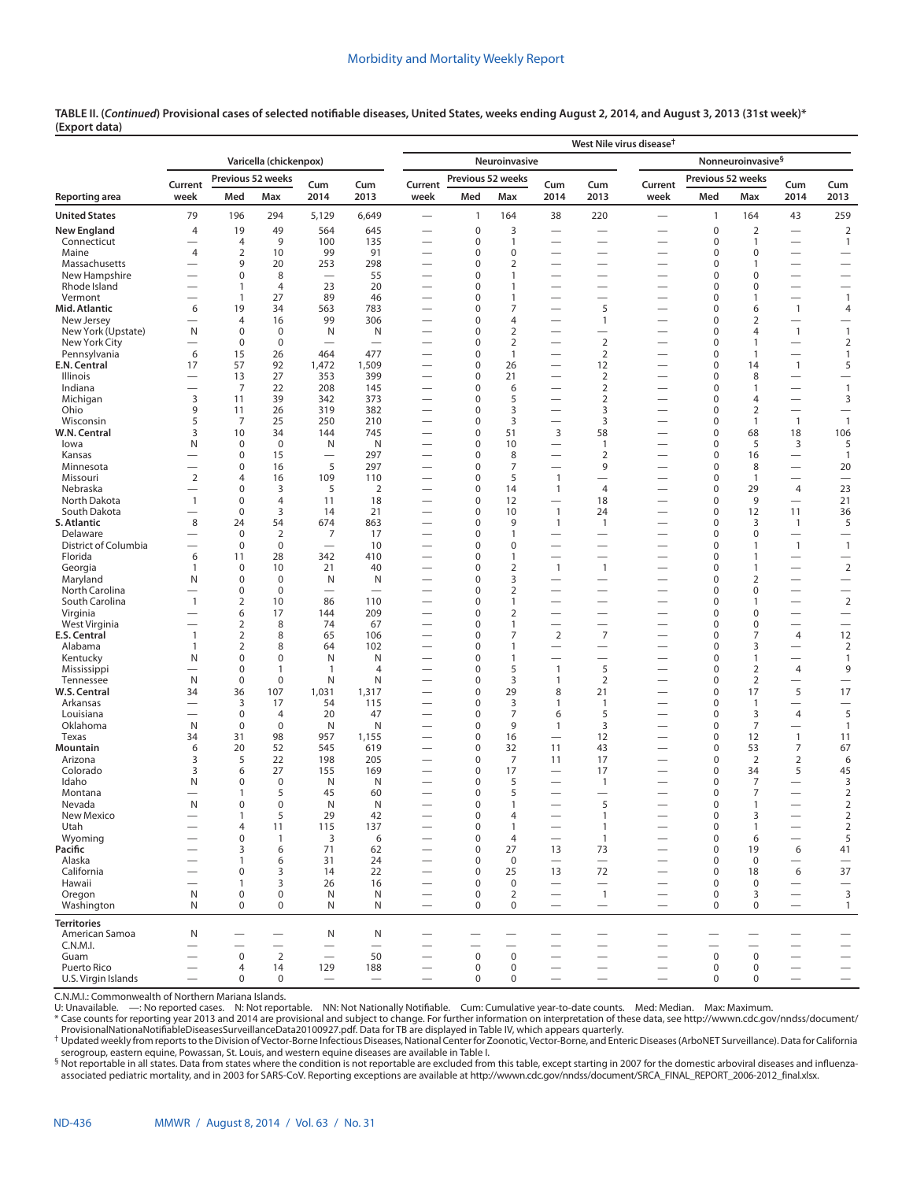**TABLE II. (*Continued*) Provisional cases of selected notifiable diseases, United States, weeks ending August 2, 2014, and August 3, 2013 (31st week)\* (Export data)**

| Reporting area | Varicella (chickenpox) | | | | | West Nile virus disease† | | | | | | | | | |
|---|---|---|---|---|---|---|---|---|---|---|---|---|---|---|---|
| | | | | | | Neuroinvasive | | | | | Nonneuroinvasive§ | | | | |
| | Current week | Previous 52 weeks Med | Previous 52 weeks Max | Cum 2014 | Cum 2013 | Current week | Previous 52 weeks Med | Previous 52 weeks Max | Cum 2014 | Cum 2013 | Current week | Previous 52 weeks Med | Previous 52 weeks Max | Cum 2014 | Cum 2013 |
| **United States** | 79 | 196 | 294 | 5,129 | 6,649 | — | 1 | 164 | 38 | 220 | — | 1 | 164 | 43 | 259 |
| **New England** | 4 | 19 | 49 | 564 | 645 | — | 0 | 3 | — | — | — | 0 | 2 | — | 2 |
| Connecticut | — | 4 | 9 | 100 | 135 | — | 0 | 1 | — | — | — | 0 | 1 | — | 1 |
| Maine | 4 | 2 | 10 | 99 | 91 | — | 0 | 0 | — | — | — | 0 | 0 | — | — |
| Massachusetts | — | 9 | 20 | 253 | 298 | — | 0 | 2 | — | — | — | 0 | 1 | — | — |
| New Hampshire | — | 0 | 8 | — | 55 | — | 0 | 1 | — | — | — | 0 | 0 | — | — |
| Rhode Island | — | 1 | 4 | 23 | 20 | — | 0 | 1 | — | — | — | 0 | 0 | — | — |
| Vermont | — | 1 | 27 | 89 | 46 | — | 0 | 1 | — | — | — | 0 | 1 | — | 1 |
| **Mid. Atlantic** | 6 | 19 | 34 | 563 | 783 | — | 0 | 7 | — | 5 | — | 0 | 6 | 1 | 4 |
| New Jersey | — | 4 | 16 | 99 | 306 | — | 0 | 4 | — | 1 | — | 0 | 2 | — | — |
| New York (Upstate) | N | 0 | 0 | N | N | — | 0 | 2 | — | — | — | 0 | 4 | 1 | 1 |
| New York City | — | 0 | 0 | — | — | — | 0 | 2 | — | 2 | — | 0 | 1 | — | 2 |
| Pennsylvania | 6 | 15 | 26 | 464 | 477 | — | 0 | 1 | — | 2 | — | 0 | 1 | — | 1 |
| **E.N. Central** | 17 | 57 | 92 | 1,472 | 1,509 | — | 0 | 26 | — | 12 | — | 0 | 14 | 1 | 5 |
| Illinois | — | 13 | 27 | 353 | 399 | — | 0 | 21 | — | 2 | — | 0 | 8 | — | — |
| Indiana | — | 7 | 22 | 208 | 145 | — | 0 | 6 | — | 2 | — | 0 | 1 | — | 1 |
| Michigan | 3 | 11 | 39 | 342 | 373 | — | 0 | 5 | — | 2 | — | 0 | 4 | — | 3 |
| Ohio | 9 | 11 | 26 | 319 | 382 | — | 0 | 3 | — | 3 | — | 0 | 2 | — | — |
| Wisconsin | 5 | 7 | 25 | 250 | 210 | — | 0 | 3 | — | 3 | — | 0 | 1 | 1 | 1 |
| **W.N. Central** | 3 | 10 | 34 | 144 | 745 | — | 0 | 51 | 3 | 58 | — | 0 | 68 | 18 | 106 |
| Iowa | N | 0 | 0 | N | N | — | 0 | 10 | — | 1 | — | 0 | 5 | 3 | 5 |
| Kansas | — | 0 | 15 | — | 297 | — | 0 | 8 | — | 2 | — | 0 | 16 | — | 1 |
| Minnesota | — | 0 | 16 | 5 | 297 | — | 0 | 7 | — | 9 | — | 0 | 8 | — | 20 |
| Missouri | 2 | 4 | 16 | 109 | 110 | — | 0 | 5 | 1 | — | — | 0 | 1 | — | — |
| Nebraska | — | 0 | 3 | 5 | 2 | — | 0 | 14 | 1 | 4 | — | 0 | 29 | 4 | 23 |
| North Dakota | 1 | 0 | 4 | 11 | 18 | — | 0 | 12 | — | 18 | — | 0 | 9 | — | 21 |
| South Dakota | — | 0 | 3 | 14 | 21 | — | 0 | 10 | 1 | 24 | — | 0 | 12 | 11 | 36 |
| **S. Atlantic** | 8 | 24 | 54 | 674 | 863 | — | 0 | 9 | 1 | 1 | — | 0 | 3 | 1 | 5 |
| Delaware | — | 0 | 2 | 7 | 17 | — | 0 | 1 | — | — | — | 0 | 0 | — | — |
| District of Columbia | — | 0 | 0 | — | 10 | — | 0 | 0 | — | — | — | 0 | 1 | 1 | 1 |
| Florida | 6 | 11 | 28 | 342 | 410 | — | 0 | 1 | — | — | — | 0 | 1 | — | — |
| Georgia | 1 | 0 | 10 | 21 | 40 | — | 0 | 2 | 1 | 1 | — | 0 | 1 | — | 2 |
| Maryland | N | 0 | 0 | N | N | — | 0 | 3 | — | — | — | 0 | 2 | — | — |
| North Carolina | — | 0 | 0 | — | — | — | 0 | 2 | — | — | — | 0 | 0 | — | — |
| South Carolina | 1 | 2 | 10 | 86 | 110 | — | 0 | 1 | — | — | — | 0 | 1 | — | 2 |
| Virginia | — | 6 | 17 | 144 | 209 | — | 0 | 2 | — | — | — | 0 | 0 | — | — |
| West Virginia | — | 2 | 8 | 74 | 67 | — | 0 | 1 | — | — | — | 0 | 0 | — | — |
| **E.S. Central** | 1 | 2 | 8 | 65 | 106 | — | 0 | 7 | 2 | 7 | — | 0 | 7 | 4 | 12 |
| Alabama | 1 | 2 | 8 | 64 | 102 | — | 0 | 1 | — | — | — | 0 | 3 | — | 2 |
| Kentucky | N | 0 | 0 | N | N | — | 0 | 1 | — | — | — | 0 | 1 | — | 1 |
| Mississippi | — | 0 | 1 | 1 | 4 | — | 0 | 5 | 1 | 5 | — | 0 | 2 | 4 | 9 |
| Tennessee | N | 0 | 0 | N | N | — | 0 | 3 | 1 | 2 | — | 0 | 2 | — | — |
| **W.S. Central** | 34 | 36 | 107 | 1,031 | 1,317 | — | 0 | 29 | 8 | 21 | — | 0 | 17 | 5 | 17 |
| Arkansas | — | 3 | 17 | 54 | 115 | — | 0 | 3 | 1 | 1 | — | 0 | 1 | — | — |
| Louisiana | — | 0 | 4 | 20 | 47 | — | 0 | 7 | 6 | 5 | — | 0 | 3 | 4 | 5 |
| Oklahoma | N | 0 | 0 | N | N | — | 0 | 9 | 1 | 3 | — | 0 | 7 | — | 1 |
| Texas | 34 | 31 | 98 | 957 | 1,155 | — | 0 | 16 | — | 12 | — | 0 | 12 | 1 | 11 |
| **Mountain** | 6 | 20 | 52 | 545 | 619 | — | 0 | 32 | 11 | 43 | — | 0 | 53 | 7 | 67 |
| Arizona | 3 | 5 | 22 | 198 | 205 | — | 0 | 7 | 11 | 17 | — | 0 | 2 | 2 | 6 |
| Colorado | 3 | 6 | 27 | 155 | 169 | — | 0 | 17 | — | 17 | — | 0 | 34 | 5 | 45 |
| Idaho | N | 0 | 0 | N | N | — | 0 | 5 | — | 1 | — | 0 | 7 | — | 3 |
| Montana | — | 1 | 5 | 45 | 60 | — | 0 | 5 | — | — | — | 0 | 7 | — | 2 |
| Nevada | N | 0 | 0 | N | N | — | 0 | 1 | — | 5 | — | 0 | 1 | — | 2 |
| New Mexico | — | 1 | 5 | 29 | 42 | — | 0 | 4 | — | 1 | — | 0 | 3 | — | 2 |
| Utah | — | 4 | 11 | 115 | 137 | — | 0 | 1 | — | 1 | — | 0 | 1 | — | 2 |
| Wyoming | — | 0 | 1 | 3 | 6 | — | 0 | 4 | — | 1 | — | 0 | 6 | — | 5 |
| **Pacific** | — | 3 | 6 | 71 | 62 | — | 0 | 27 | 13 | 73 | — | 0 | 19 | 6 | 41 |
| Alaska | — | 1 | 6 | 31 | 24 | — | 0 | 0 | — | — | — | 0 | 0 | — | — |
| California | — | 0 | 3 | 14 | 22 | — | 0 | 25 | 13 | 72 | — | 0 | 18 | 6 | 37 |
| Hawaii | — | 1 | 3 | 26 | 16 | — | 0 | 0 | — | — | — | 0 | 0 | — | — |
| Oregon | N | 0 | 0 | N | N | — | 0 | 2 | — | 1 | — | 0 | 3 | — | 3 |
| Washington | N | 0 | 0 | N | N | — | 0 | 0 | — | — | — | 0 | 0 | — | 1 |
| **Territories** | | | | | | | | | | | | | | | |
| American Samoa | N | — | — | N | N | — | — | — | — | — | — | — | — | — | — |
| C.N.M.I. | — | — | — | — | — | — | — | — | — | — | — | — | — | — | — |
| Guam | — | 0 | 2 | — | 50 | — | 0 | 0 | — | — | — | 0 | 0 | — | — |
| Puerto Rico | — | 4 | 14 | 129 | 188 | — | 0 | 0 | — | — | — | 0 | 0 | — | — |
| U.S. Virgin Islands | — | 0 | 0 | — | — | — | 0 | 0 | — | — | — | 0 | 0 | — | — |

C.N.M.I.: Commonwealth of Northern Mariana Islands.
U: Unavailable. —: No reported cases. N: Not reportable. NN: Not Nationally Notifiable. Cum: Cumulative year-to-date counts. Med: Median. Max: Maximum.
\* Case counts for reporting year 2013 and 2014 are provisional and subject to change. For further information on interpretation of these data, see http://wwwn.cdc.gov/nndss/document/ProvisionalNationaNotifiableDiseasesSurveillanceData20100927.pdf. Data for TB are displayed in Table IV, which appears quarterly.
† Updated weekly from reports to the Division of Vector-Borne Infectious Diseases, National Center for Zoonotic, Vector-Borne, and Enteric Diseases (ArboNET Surveillance). Data for California serogroup, eastern equine, Powassan, St. Louis, and western equine diseases are available in Table I.
§ Not reportable in all states. Data from states where the condition is not reportable are excluded from this table, except starting in 2007 for the domestic arboviral diseases and influenza-associated pediatric mortality, and in 2003 for SARS-CoV. Reporting exceptions are available at http://wwwn.cdc.gov/nndss/document/SRCA_FINAL_REPORT_2006-2012_final.xlsx.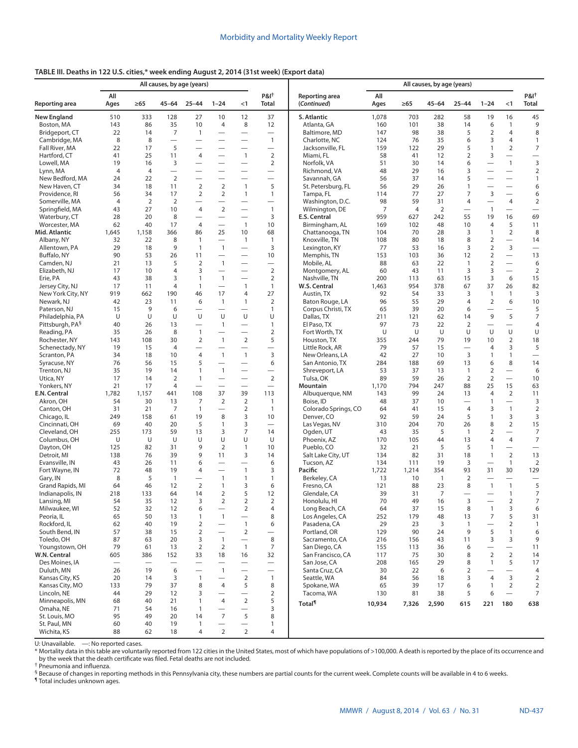**TABLE III. Deaths in 122 U.S. cities,* week ending August 2, 2014 (31st week) (Export data)**

| Reporting area | All causes, by age (years) All Ages | ≥65 | 45–64 | 25–44 | 1–24 | <1 | P&I† Total |
|---|---|---|---|---|---|---|---|
| **New England** | 510 | 333 | 128 | 27 | 10 | 12 | 37 |
| Boston, MA | 143 | 86 | 35 | 10 | 4 | 8 | 12 |
| Bridgeport, CT | 22 | 14 | 7 | 1 | — | — | — |
| Cambridge, MA | 8 | 8 | — | — | — | — | 1 |
| Fall River, MA | 22 | 17 | 5 | — | — | — | — |
| Hartford, CT | 41 | 25 | 11 | 4 | — | 1 | 2 |
| Lowell, MA | 19 | 16 | 3 | — | — | — | 2 |
| Lynn, MA | 4 | 4 | — | — | — | — | — |
| New Bedford, MA | 24 | 22 | 2 | — | — | — | — |
| New Haven, CT | 34 | 18 | 11 | 2 | 2 | 1 | 5 |
| Providence, RI | 56 | 34 | 17 | 2 | 2 | 1 | 1 |
| Somerville, MA | 4 | 2 | 2 | — | — | — | — |
| Springfield, MA | 43 | 27 | 10 | 4 | 2 | — | 1 |
| Waterbury, CT | 28 | 20 | 8 | — | — | — | 3 |
| Worcester, MA | 62 | 40 | 17 | 4 | — | 1 | 10 |
| **Mid. Atlantic** | 1,645 | 1,158 | 366 | 86 | 25 | 10 | 68 |
| Albany, NY | 32 | 22 | 8 | 1 | — | 1 | 1 |
| Allentown, PA | 29 | 18 | 9 | 1 | 1 | — | 3 |
| Buffalo, NY | 90 | 53 | 26 | 11 | — | — | 10 |
| Camden, NJ | 21 | 13 | 5 | 2 | 1 | — | — |
| Elizabeth, NJ | 17 | 10 | 4 | 3 | — | — | 2 |
| Erie, PA | 43 | 38 | 3 | 1 | 1 | — | 2 |
| Jersey City, NJ | 17 | 11 | 4 | 1 | — | 1 | 1 |
| New York City, NY | 919 | 662 | 190 | 46 | 17 | 4 | 27 |
| Newark, NJ | 42 | 23 | 11 | 6 | 1 | 1 | 2 |
| Paterson, NJ | 15 | 9 | 6 | — | — | — | 1 |
| Philadelphia, PA | U | U | U | U | U | U | U |
| Pittsburgh, PA§ | 40 | 26 | 13 | — | 1 | — | 1 |
| Reading, PA | 35 | 26 | 8 | 1 | — | — | 2 |
| Rochester, NY | 143 | 108 | 30 | 2 | 1 | 2 | 5 |
| Schenectady, NY | 19 | 15 | 4 | — | — | — | — |
| Scranton, PA | 34 | 18 | 10 | 4 | 1 | 1 | 3 |
| Syracuse, NY | 76 | 56 | 15 | 5 | — | — | 6 |
| Trenton, NJ | 35 | 19 | 14 | 1 | 1 | — | — |
| Utica, NY | 17 | 14 | 2 | 1 | — | — | 2 |
| Yonkers, NY | 21 | 17 | 4 | — | — | — | — |
| **E.N. Central** | 1,782 | 1,157 | 441 | 108 | 37 | 39 | 113 |
| Akron, OH | 54 | 30 | 13 | 7 | 2 | 2 | 1 |
| Canton, OH | 31 | 21 | 7 | 1 | — | 2 | 1 |
| Chicago, IL | 249 | 158 | 61 | 19 | 8 | 3 | 10 |
| Cincinnati, OH | 69 | 40 | 20 | 5 | 1 | 3 | — |
| Cleveland, OH | 255 | 173 | 59 | 13 | 3 | 7 | 14 |
| Columbus, OH | U | U | U | U | U | U | U |
| Dayton, OH | 125 | 82 | 31 | 9 | 2 | 1 | 10 |
| Detroit, MI | 138 | 76 | 39 | 9 | 11 | 3 | 14 |
| Evansville, IN | 43 | 26 | 11 | 6 | — | — | 6 |
| Fort Wayne, IN | 72 | 48 | 19 | 4 | — | 1 | 3 |
| Gary, IN | 8 | 5 | 1 | — | 1 | 1 | 1 |
| Grand Rapids, MI | 64 | 46 | 12 | 2 | 1 | 3 | 6 |
| Indianapolis, IN | 218 | 133 | 64 | 14 | 2 | 5 | 12 |
| Lansing, MI | 54 | 35 | 12 | 3 | 2 | 2 | 2 |
| Milwaukee, WI | 52 | 32 | 12 | 6 | — | 2 | 4 |
| Peoria, IL | 65 | 50 | 13 | 1 | 1 | — | 8 |
| Rockford, IL | 62 | 40 | 19 | 2 | — | 1 | 6 |
| South Bend, IN | 57 | 38 | 15 | 2 | — | 2 | — |
| Toledo, OH | 87 | 63 | 20 | 3 | 1 | — | 8 |
| Youngstown, OH | 79 | 61 | 13 | 2 | 2 | 1 | 7 |
| **W.N. Central** | 605 | 386 | 152 | 33 | 18 | 16 | 32 |
| Des Moines, IA | — | — | — | — | — | — | — |
| Duluth, MN | 26 | 19 | 6 | — | 1 | — | — |
| Kansas City, KS | 20 | 14 | 3 | 1 | — | 2 | 1 |
| Kansas City, MO | 133 | 79 | 37 | 8 | 4 | 5 | 8 |
| Lincoln, NE | 44 | 29 | 12 | 3 | — | — | 2 |
| Minneapolis, MN | 68 | 40 | 21 | 1 | 4 | 2 | 5 |
| Omaha, NE | 71 | 54 | 16 | 1 | — | — | 3 |
| St. Louis, MO | 95 | 49 | 20 | 14 | 7 | 5 | 8 |
| St. Paul, MN | 60 | 40 | 19 | 1 | — | — | 1 |
| Wichita, KS | 88 | 62 | 18 | 4 | 2 | 2 | 4 |
| **S. Atlantic** | 1,078 | 703 | 282 | 58 | 19 | 16 | 45 |
| Atlanta, GA | 160 | 101 | 38 | 14 | 6 | 1 | 9 |
| Baltimore, MD | 147 | 98 | 38 | 5 | 2 | 4 | 8 |
| Charlotte, NC | 124 | 76 | 35 | 6 | 3 | 4 | 1 |
| Jacksonville, FL | 159 | 122 | 29 | 5 | 1 | 2 | 7 |
| Miami, FL | 58 | 41 | 12 | 2 | 3 | — | — |
| Norfolk, VA | 51 | 30 | 14 | 6 | — | 1 | 3 |
| Richmond, VA | 48 | 29 | 16 | 3 | — | — | 2 |
| Savannah, GA | 56 | 37 | 14 | 5 | — | — | 1 |
| St. Petersburg, FL | 56 | 29 | 26 | 1 | — | — | 6 |
| Tampa, FL | 114 | 77 | 27 | 7 | 3 | — | 6 |
| Washington, D.C. | 98 | 59 | 31 | 4 | — | 4 | 2 |
| Wilmington, DE | 7 | 4 | 2 | — | 1 | — | — |
| **E.S. Central** | 959 | 627 | 242 | 55 | 19 | 16 | 69 |
| Birmingham, AL | 169 | 102 | 48 | 10 | 4 | 5 | 11 |
| Chattanooga, TN | 104 | 70 | 28 | 3 | 1 | 2 | 8 |
| Knoxville, TN | 108 | 80 | 18 | 8 | 2 | — | 14 |
| Lexington, KY | 77 | 53 | 16 | 3 | 2 | 3 | — |
| Memphis, TN | 153 | 103 | 36 | 12 | 2 | — | 13 |
| Mobile, AL | 88 | 63 | 22 | 1 | 2 | — | 6 |
| Montgomery, AL | 60 | 43 | 11 | 3 | 3 | — | 2 |
| Nashville, TN | 200 | 113 | 63 | 15 | 3 | 6 | 15 |
| **W.S. Central** | 1,463 | 954 | 378 | 67 | 37 | 26 | 82 |
| Austin, TX | 92 | 54 | 33 | 3 | 1 | 1 | 3 |
| Baton Rouge, LA | 96 | 55 | 29 | 4 | 2 | 6 | 10 |
| Corpus Christi, TX | 65 | 39 | 20 | 6 | — | — | 5 |
| Dallas, TX | 211 | 121 | 62 | 14 | 9 | 5 | 7 |
| El Paso, TX | 97 | 73 | 22 | 2 | — | — | 4 |
| Fort Worth, TX | U | U | U | U | U | U | U |
| Houston, TX | 355 | 244 | 79 | 19 | 10 | 2 | 18 |
| Little Rock, AR | 79 | 57 | 15 | — | 4 | 3 | 5 |
| New Orleans, LA | 42 | 27 | 10 | 3 | 1 | 1 | — |
| San Antonio, TX | 284 | 188 | 69 | 13 | 6 | 8 | 14 |
| Shreveport, LA | 53 | 37 | 13 | 1 | 2 | — | 6 |
| Tulsa, OK | 89 | 59 | 26 | 2 | 2 | — | 10 |
| **Mountain** | 1,170 | 794 | 247 | 88 | 25 | 15 | 63 |
| Albuquerque, NM | 143 | 99 | 24 | 13 | 4 | 2 | 11 |
| Boise, ID | 48 | 37 | 10 | — | 1 | — | 3 |
| Colorado Springs, CO | 64 | 41 | 15 | 4 | 3 | 1 | 2 |
| Denver, CO | 92 | 59 | 24 | 5 | 1 | 3 | 3 |
| Las Vegas, NV | 310 | 204 | 70 | 26 | 8 | 2 | 15 |
| Ogden, UT | 43 | 35 | 5 | 1 | 2 | — | 7 |
| Phoenix, AZ | 170 | 105 | 44 | 13 | 4 | 4 | 7 |
| Pueblo, CO | 32 | 21 | 5 | 5 | 1 | — | — |
| Salt Lake City, UT | 134 | 82 | 31 | 18 | 1 | 2 | 13 |
| Tucson, AZ | 134 | 111 | 19 | 3 | — | 1 | 2 |
| **Pacific** | 1,722 | 1,214 | 354 | 93 | 31 | 30 | 129 |
| Berkeley, CA | 13 | 10 | 1 | 2 | — | — | — |
| Fresno, CA | 121 | 88 | 23 | 8 | 1 | 1 | 5 |
| Glendale, CA | 39 | 31 | 7 | — | — | 1 | 7 |
| Honolulu, HI | 70 | 49 | 16 | 3 | — | 2 | 7 |
| Long Beach, CA | 64 | 37 | 15 | 8 | 1 | 3 | 6 |
| Los Angeles, CA | 252 | 179 | 48 | 13 | 7 | 5 | 31 |
| Pasadena, CA | 29 | 23 | 3 | 1 | — | 2 | 1 |
| Portland, OR | 129 | 90 | 24 | 9 | 5 | 1 | 6 |
| Sacramento, CA | 216 | 156 | 43 | 11 | 3 | 3 | 9 |
| San Diego, CA | 155 | 113 | 36 | 6 | — | — | 11 |
| San Francisco, CA | 117 | 75 | 30 | 8 | 2 | 2 | 14 |
| San Jose, CA | 208 | 165 | 29 | 8 | 1 | 5 | 17 |
| Santa Cruz, CA | 30 | 22 | 6 | 2 | — | — | 4 |
| Seattle, WA | 84 | 56 | 18 | 3 | 4 | 3 | 2 |
| Spokane, WA | 65 | 39 | 17 | 6 | 1 | 2 | 2 |
| Tacoma, WA | 130 | 81 | 38 | 5 | 6 | — | 7 |
| **Total¶** | **10,934** | **7,326** | **2,590** | **615** | **221** | **180** | **638** |

U: Unavailable. —: No reported cases.

\* Mortality data in this table are voluntarily reported from 122 cities in the United States, most of which have populations of >100,000. A death is reported by the place of its occurrence and by the week that the death certificate was filed. Fetal deaths are not included.

† Pneumonia and influenza.

§ Because of changes in reporting methods in this Pennsylvania city, these numbers are partial counts for the current week. Complete counts will be available in 4 to 6 weeks.

¶ Total includes unknown ages.